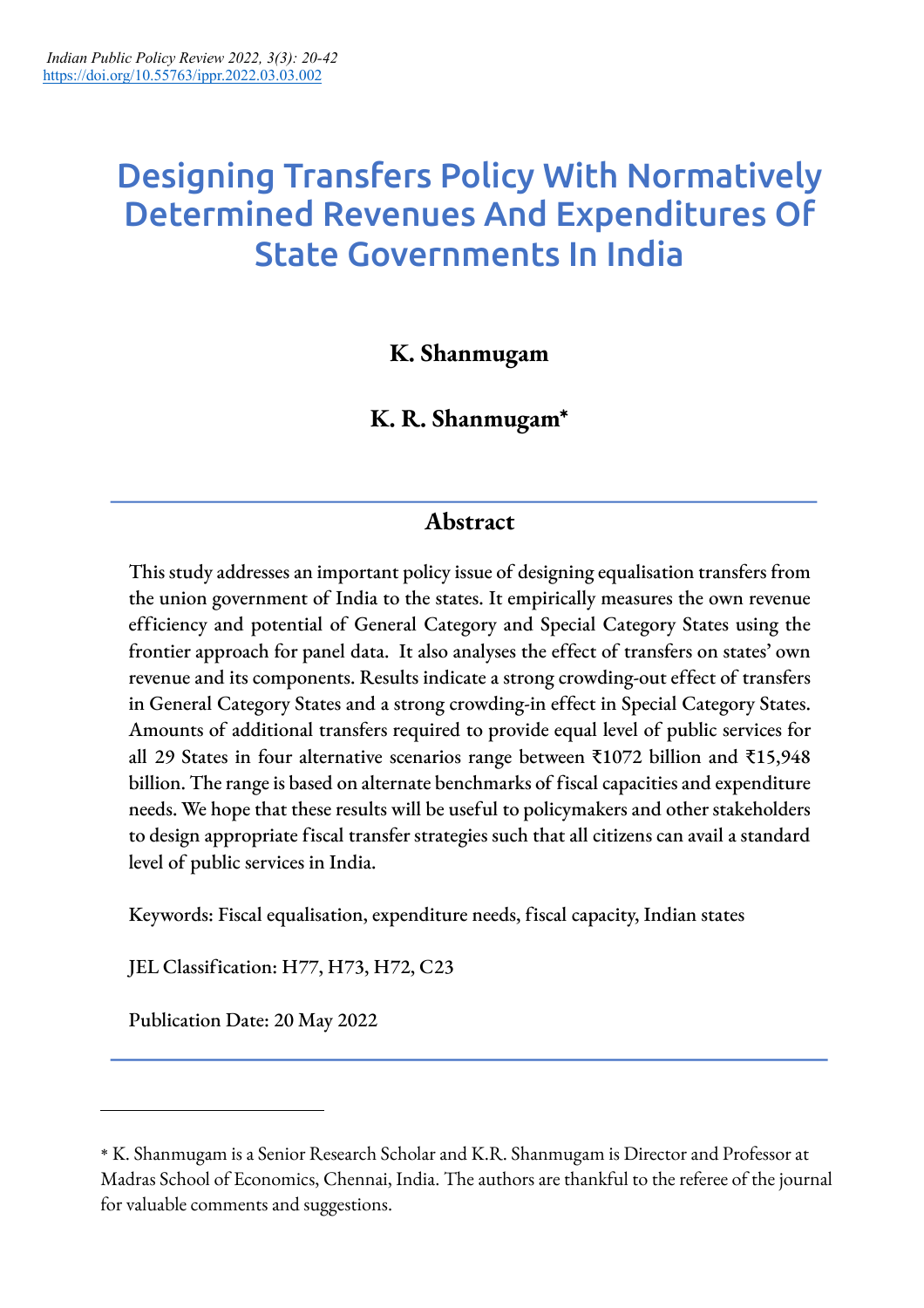# Designing Transfers Policy With Normatively Determined Revenues And Expenditures Of State Governments In India

**K. Shanmugam**

**K. R. Shanmugam***

## Abstract

This study addresses an important policy issue of designing equalisation transfers from the union government of India to the states. It empirically measures the own revenue efficiency and potential of General Category and Special Category States using the frontier approach for panel data. It also analyses the effect of transfers on states' own revenue and its components. Results indicate a strong crowding-out effect of transfers in General Category States and a strong crowding-in effect in Special Category States. Amounts of additional transfers required to provide equal level of public services for all 29 States in four alternative scenarios range between ₹1072 billion and ₹15,948 billion. The range is based on alternate benchmarks of fiscal capacities and expenditure needs. We hope that these results will be useful to policymakers and other stakeholders to design appropriate fiscal transfer strategies such that all citizens can avail a standard level of public services in India.

Keywords: Fiscal equalisation, expenditure needs, fiscal capacity, Indian states

JEL Classification: H77, H73, H72, C23

Publication Date: 20 May 2022

---

\* K. Shanmugam is a Senior Research Scholar and K.R. Shanmugam is Director and Professor at Madras School of Economics, Chennai, India. The authors are thankful to the referee of the journal for valuable comments and suggestions.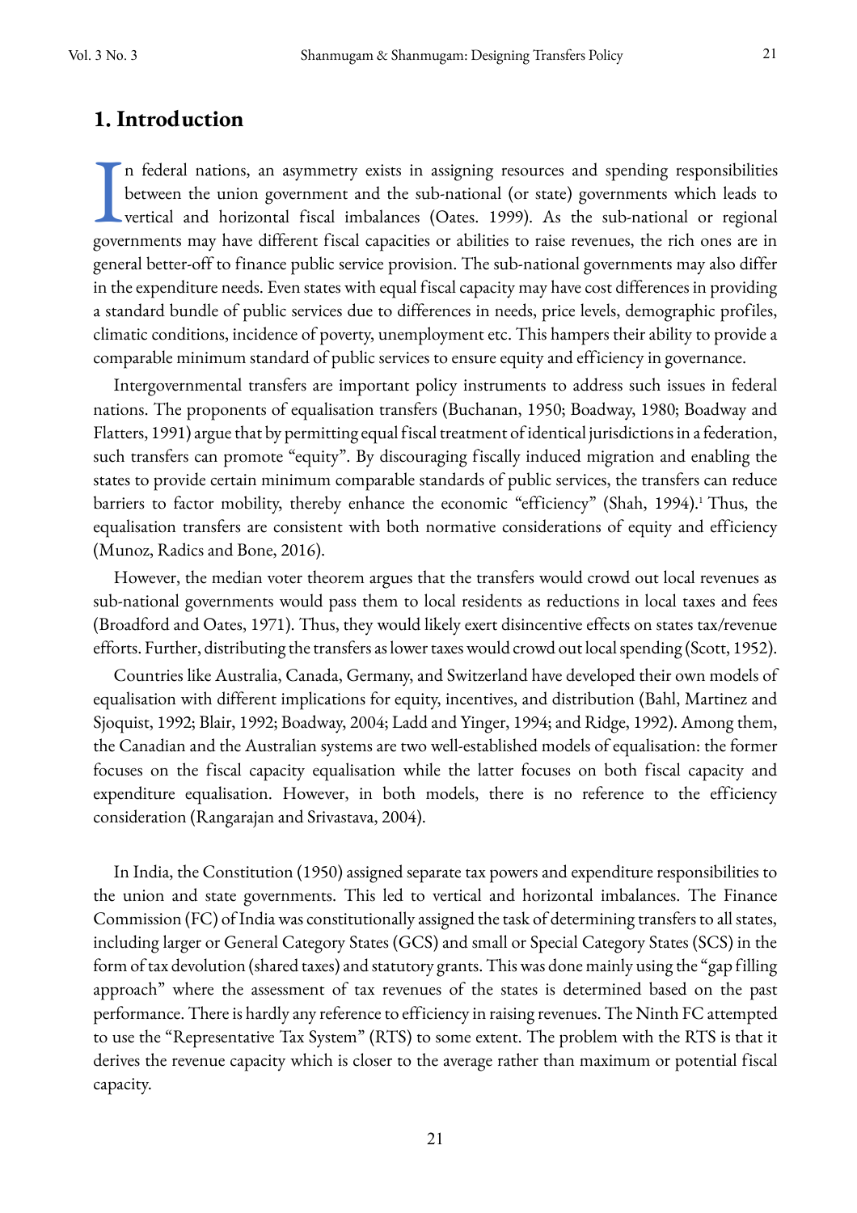## 1. Introduction

In federal nations, an asymmetry exists in assigning resources and spending responsibilities between the union government and the sub-national (or state) governments which leads to vertical and horizontal fiscal imbalances (Oates. 1999). As the sub-national or regional governments may have different fiscal capacities or abilities to raise revenues, the rich ones are in general better-off to finance public service provision. The sub-national governments may also differ in the expenditure needs. Even states with equal fiscal capacity may have cost differences in providing a standard bundle of public services due to differences in needs, price levels, demographic profiles, climatic conditions, incidence of poverty, unemployment etc. This hampers their ability to provide a comparable minimum standard of public services to ensure equity and efficiency in governance.

Intergovernmental transfers are important policy instruments to address such issues in federal nations. The proponents of equalisation transfers (Buchanan, 1950; Boadway, 1980; Boadway and Flatters, 1991) argue that by permitting equal fiscal treatment of identical jurisdictions in a federation, such transfers can promote "equity". By discouraging fiscally induced migration and enabling the states to provide certain minimum comparable standards of public services, the transfers can reduce barriers to factor mobility, thereby enhance the economic "efficiency" (Shah, 1994).[1] Thus, the equalisation transfers are consistent with both normative considerations of equity and efficiency (Munoz, Radics and Bone, 2016).

However, the median voter theorem argues that the transfers would crowd out local revenues as sub-national governments would pass them to local residents as reductions in local taxes and fees (Broadford and Oates, 1971). Thus, they would likely exert disincentive effects on states tax/revenue efforts. Further, distributing the transfers as lower taxes would crowd out local spending (Scott, 1952).

Countries like Australia, Canada, Germany, and Switzerland have developed their own models of equalisation with different implications for equity, incentives, and distribution (Bahl, Martinez and Sjoquist, 1992; Blair, 1992; Boadway, 2004; Ladd and Yinger, 1994; and Ridge, 1992). Among them, the Canadian and the Australian systems are two well-established models of equalisation: the former focuses on the fiscal capacity equalisation while the latter focuses on both fiscal capacity and expenditure equalisation. However, in both models, there is no reference to the efficiency consideration (Rangarajan and Srivastava, 2004).

In India, the Constitution (1950) assigned separate tax powers and expenditure responsibilities to the union and state governments. This led to vertical and horizontal imbalances. The Finance Commission (FC) of India was constitutionally assigned the task of determining transfers to all states, including larger or General Category States (GCS) and small or Special Category States (SCS) in the form of tax devolution (shared taxes) and statutory grants. This was done mainly using the "gap filling approach" where the assessment of tax revenues of the states is determined based on the past performance. There is hardly any reference to efficiency in raising revenues. The Ninth FC attempted to use the "Representative Tax System" (RTS) to some extent. The problem with the RTS is that it derives the revenue capacity which is closer to the average rather than maximum or potential fiscal capacity.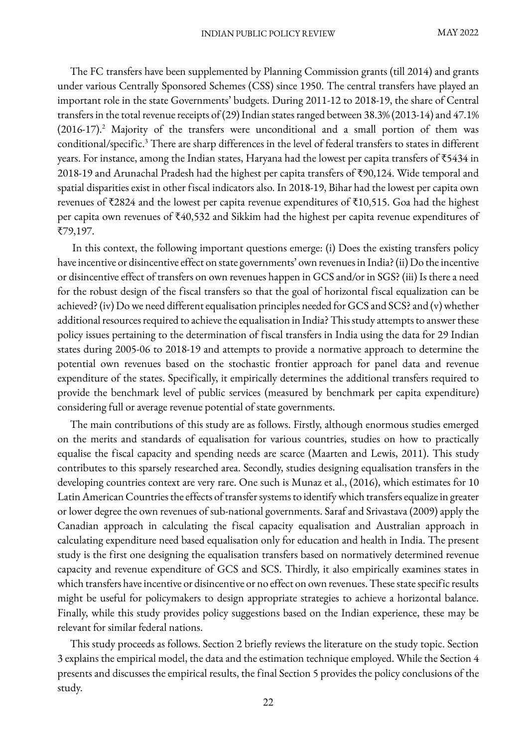The FC transfers have been supplemented by Planning Commission grants (till 2014) and grants under various Centrally Sponsored Schemes (CSS) since 1950. The central transfers have played an important role in the state Governments' budgets. During 2011-12 to 2018-19, the share of Central transfers in the total revenue receipts of (29) Indian states ranged between 38.3% (2013-14) and 47.1% (2016-17).[2] Majority of the transfers were unconditional and a small portion of them was conditional/specific.[3] There are sharp differences in the level of federal transfers to states in different years. For instance, among the Indian states, Haryana had the lowest per capita transfers of ₹5434 in 2018-19 and Arunachal Pradesh had the highest per capita transfers of ₹90,124. Wide temporal and spatial disparities exist in other fiscal indicators also. In 2018-19, Bihar had the lowest per capita own revenues of ₹2824 and the lowest per capita revenue expenditures of ₹10,515. Goa had the highest per capita own revenues of ₹40,532 and Sikkim had the highest per capita revenue expenditures of ₹79,197.

In this context, the following important questions emerge: (i) Does the existing transfers policy have incentive or disincentive effect on state governments' own revenues in India? (ii) Do the incentive or disincentive effect of transfers on own revenues happen in GCS and/or in SGS? (iii) Is there a need for the robust design of the fiscal transfers so that the goal of horizontal fiscal equalization can be achieved? (iv) Do we need different equalisation principles needed for GCS and SCS? and (v) whether additional resources required to achieve the equalisation in India? This study attempts to answer these policy issues pertaining to the determination of fiscal transfers in India using the data for 29 Indian states during 2005-06 to 2018-19 and attempts to provide a normative approach to determine the potential own revenues based on the stochastic frontier approach for panel data and revenue expenditure of the states. Specifically, it empirically determines the additional transfers required to provide the benchmark level of public services (measured by benchmark per capita expenditure) considering full or average revenue potential of state governments.

The main contributions of this study are as follows. Firstly, although enormous studies emerged on the merits and standards of equalisation for various countries, studies on how to practically equalise the fiscal capacity and spending needs are scarce (Maarten and Lewis, 2011). This study contributes to this sparsely researched area. Secondly, studies designing equalisation transfers in the developing countries context are very rare. One such is Munaz et al., (2016), which estimates for 10 Latin American Countries the effects of transfer systems to identify which transfers equalize in greater or lower degree the own revenues of sub-national governments. Saraf and Srivastava (2009) apply the Canadian approach in calculating the fiscal capacity equalisation and Australian approach in calculating expenditure need based equalisation only for education and health in India. The present study is the first one designing the equalisation transfers based on normatively determined revenue capacity and revenue expenditure of GCS and SCS. Thirdly, it also empirically examines states in which transfers have incentive or disincentive or no effect on own revenues. These state specific results might be useful for policymakers to design appropriate strategies to achieve a horizontal balance. Finally, while this study provides policy suggestions based on the Indian experience, these may be relevant for similar federal nations.

This study proceeds as follows. Section 2 briefly reviews the literature on the study topic. Section 3 explains the empirical model, the data and the estimation technique employed. While the Section 4 presents and discusses the empirical results, the final Section 5 provides the policy conclusions of the study.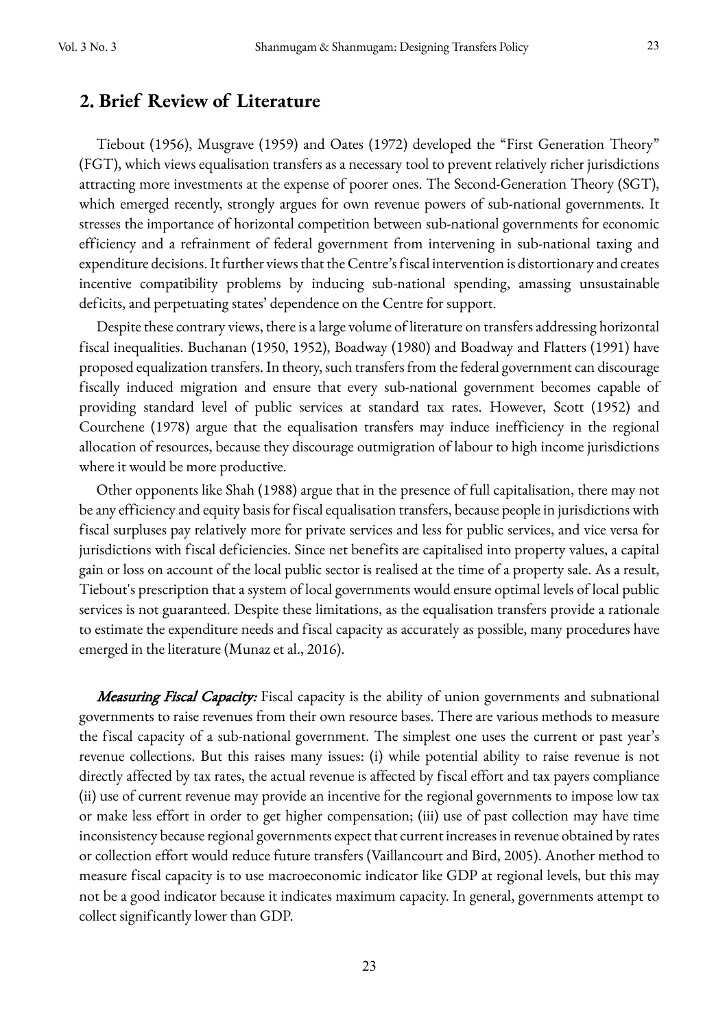## 2. Brief Review of Literature

Tiebout (1956), Musgrave (1959) and Oates (1972) developed the "First Generation Theory" (FGT), which views equalisation transfers as a necessary tool to prevent relatively richer jurisdictions attracting more investments at the expense of poorer ones. The Second-Generation Theory (SGT), which emerged recently, strongly argues for own revenue powers of sub-national governments. It stresses the importance of horizontal competition between sub-national governments for economic efficiency and a refrainment of federal government from intervening in sub-national taxing and expenditure decisions. It further views that the Centre's fiscal intervention is distortionary and creates incentive compatibility problems by inducing sub-national spending, amassing unsustainable deficits, and perpetuating states' dependence on the Centre for support.

Despite these contrary views, there is a large volume of literature on transfers addressing horizontal fiscal inequalities. Buchanan (1950, 1952), Boadway (1980) and Boadway and Flatters (1991) have proposed equalization transfers. In theory, such transfers from the federal government can discourage fiscally induced migration and ensure that every sub-national government becomes capable of providing standard level of public services at standard tax rates. However, Scott (1952) and Courchene (1978) argue that the equalisation transfers may induce inefficiency in the regional allocation of resources, because they discourage outmigration of labour to high income jurisdictions where it would be more productive.

Other opponents like Shah (1988) argue that in the presence of full capitalisation, there may not be any efficiency and equity basis for fiscal equalisation transfers, because people in jurisdictions with fiscal surpluses pay relatively more for private services and less for public services, and vice versa for jurisdictions with fiscal deficiencies. Since net benefits are capitalised into property values, a capital gain or loss on account of the local public sector is realised at the time of a property sale. As a result, Tiebout's prescription that a system of local governments would ensure optimal levels of local public services is not guaranteed. Despite these limitations, as the equalisation transfers provide a rationale to estimate the expenditure needs and fiscal capacity as accurately as possible, many procedures have emerged in the literature (Munaz et al., 2016).

***Measuring Fiscal Capacity:*** Fiscal capacity is the ability of union governments and subnational governments to raise revenues from their own resource bases. There are various methods to measure the fiscal capacity of a sub-national government. The simplest one uses the current or past year's revenue collections. But this raises many issues: (i) while potential ability to raise revenue is not directly affected by tax rates, the actual revenue is affected by fiscal effort and tax payers compliance (ii) use of current revenue may provide an incentive for the regional governments to impose low tax or make less effort in order to get higher compensation; (iii) use of past collection may have time inconsistency because regional governments expect that current increases in revenue obtained by rates or collection effort would reduce future transfers (Vaillancourt and Bird, 2005). Another method to measure fiscal capacity is to use macroeconomic indicator like GDP at regional levels, but this may not be a good indicator because it indicates maximum capacity. In general, governments attempt to collect significantly lower than GDP.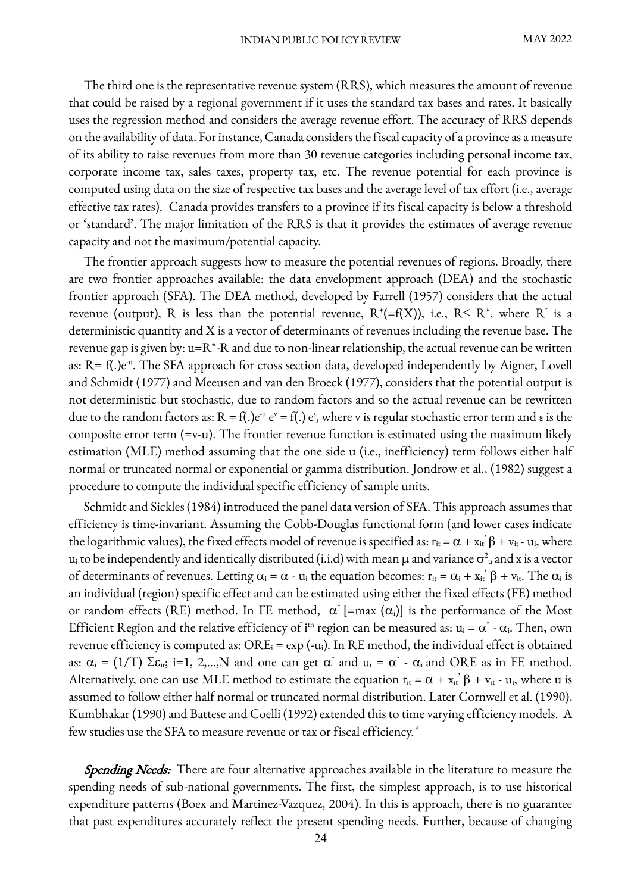The third one is the representative revenue system (RRS), which measures the amount of revenue that could be raised by a regional government if it uses the standard tax bases and rates. It basically uses the regression method and considers the average revenue effort. The accuracy of RRS depends on the availability of data. For instance, Canada considers the fiscal capacity of a province as a measure of its ability to raise revenues from more than 30 revenue categories including personal income tax, corporate income tax, sales taxes, property tax, etc. The revenue potential for each province is computed using data on the size of respective tax bases and the average level of tax effort (i.e., average effective tax rates). Canada provides transfers to a province if its fiscal capacity is below a threshold or 'standard'. The major limitation of the RRS is that it provides the estimates of average revenue capacity and not the maximum/potential capacity.

The frontier approach suggests how to measure the potential revenues of regions. Broadly, there are two frontier approaches available: the data envelopment approach (DEA) and the stochastic frontier approach (SFA). The DEA method, developed by Farrell (1957) considers that the actual revenue (output), R is less than the potential revenue, $R^*(=f(X))$, i.e., $R \leq R^*$, where $R^*$ is a deterministic quantity and X is a vector of determinants of revenues including the revenue base. The revenue gap is given by: $u=R^*-R$ and due to non-linear relationship, the actual revenue can be written as: $R= f(.)e^{-u}$. The SFA approach for cross section data, developed independently by Aigner, Lovell and Schmidt (1977) and Meeusen and van den Broeck (1977), considers that the potential output is not deterministic but stochastic, due to random factors and so the actual revenue can be rewritten due to the random factors as: $R = f(.)e^{-u}\, e^{v} = f(.)\, e^{\varepsilon}$, where v is regular stochastic error term and ε is the composite error term (=v-u). The frontier revenue function is estimated using the maximum likely estimation (MLE) method assuming that the one side u (i.e., inefficiency) term follows either half normal or truncated normal or exponential or gamma distribution. Jondrow et al., (1982) suggest a procedure to compute the individual specific efficiency of sample units.

Schmidt and Sickles (1984) introduced the panel data version of SFA. This approach assumes that efficiency is time-invariant. Assuming the Cobb-Douglas functional form (and lower cases indicate the logarithmic values), the fixed effects model of revenue is specified as: $r_{it} = \alpha + x_{it}'\, \beta + v_{it} - u_i$, where $u_i$ to be independently and identically distributed (i.i.d) with mean μ and variance $\sigma^2_u$ and x is a vector of determinants of revenues. Letting $\alpha_i = \alpha - u_i$ the equation becomes: $r_{it} = \alpha_i + x_{it}'\, \beta + v_{it}$. The $\alpha_i$ is an individual (region) specific effect and can be estimated using either the fixed effects (FE) method or random effects (RE) method. In FE method, $\alpha^*$ [=max ($\alpha_i$)] is the performance of the Most Efficient Region and the relative efficiency of $i^{th}$ region can be measured as: $u_i = \alpha^* - \alpha_i$. Then, own revenue efficiency is computed as: $ORE_i = \exp(-u_i)$. In RE method, the individual effect is obtained as: $\alpha_i = (1/T)\, \Sigma\varepsilon_{it}$; i=1, 2,...,N and one can get $\alpha^*$ and $u_i = \alpha^* - \alpha_i$ and ORE as in FE method. Alternatively, one can use MLE method to estimate the equation $r_{it} = \alpha + x_{it}'\, \beta + v_{it} - u_i$, where u is assumed to follow either half normal or truncated normal distribution. Later Cornwell et al. (1990), Kumbhakar (1990) and Battese and Coelli (1992) extended this to time varying efficiency models. A few studies use the SFA to measure revenue or tax or fiscal efficiency.[4]

***Spending Needs:*** There are four alternative approaches available in the literature to measure the spending needs of sub-national governments. The first, the simplest approach, is to use historical expenditure patterns (Boex and Martinez-Vazquez, 2004). In this is approach, there is no guarantee that past expenditures accurately reflect the present spending needs. Further, because of changing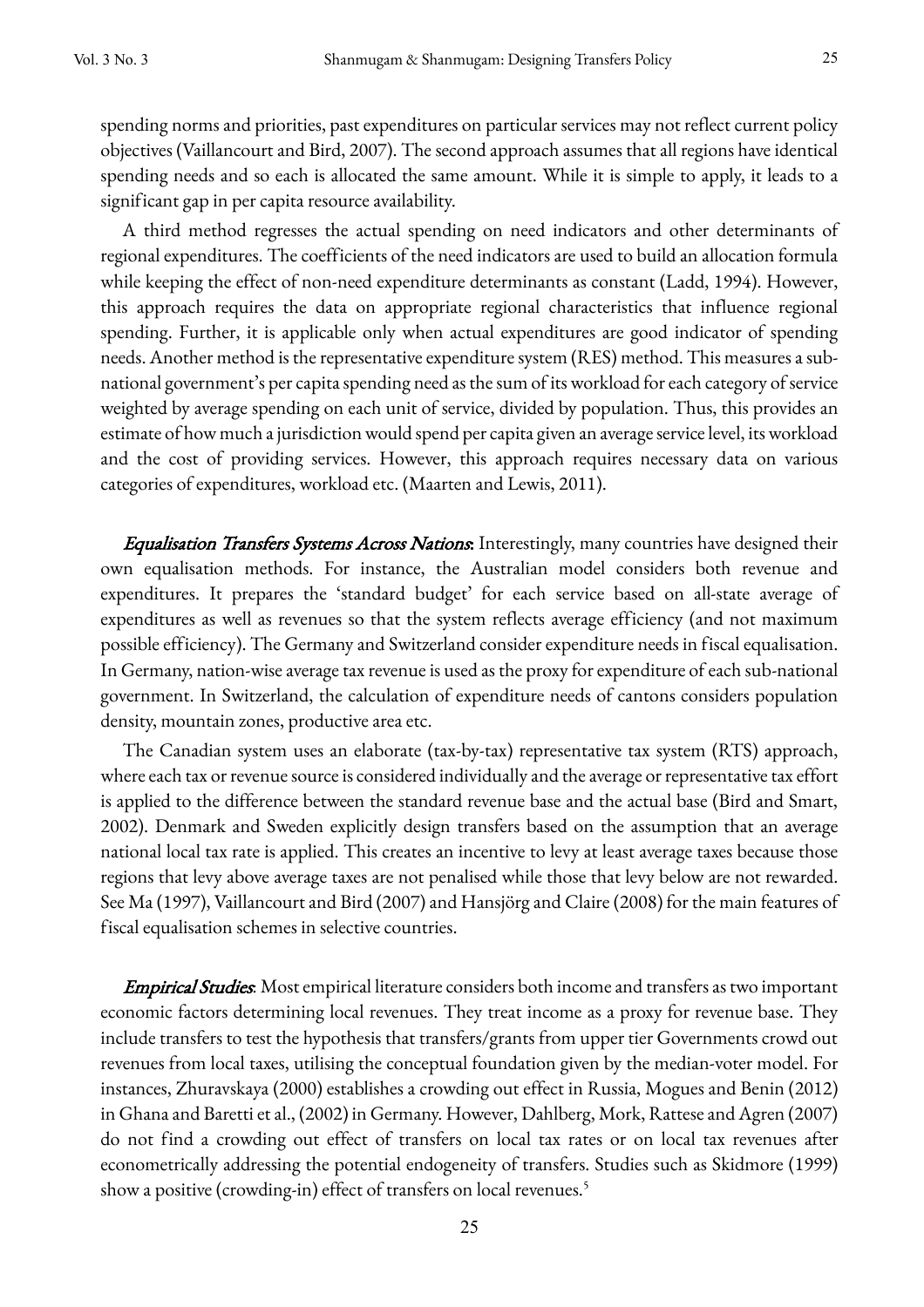spending norms and priorities, past expenditures on particular services may not reflect current policy objectives (Vaillancourt and Bird, 2007). The second approach assumes that all regions have identical spending needs and so each is allocated the same amount. While it is simple to apply, it leads to a significant gap in per capita resource availability.

A third method regresses the actual spending on need indicators and other determinants of regional expenditures. The coefficients of the need indicators are used to build an allocation formula while keeping the effect of non-need expenditure determinants as constant (Ladd, 1994). However, this approach requires the data on appropriate regional characteristics that influence regional spending. Further, it is applicable only when actual expenditures are good indicator of spending needs. Another method is the representative expenditure system (RES) method. This measures a sub-national government's per capita spending need as the sum of its workload for each category of service weighted by average spending on each unit of service, divided by population. Thus, this provides an estimate of how much a jurisdiction would spend per capita given an average service level, its workload and the cost of providing services. However, this approach requires necessary data on various categories of expenditures, workload etc. (Maarten and Lewis, 2011).

***Equalisation Transfers Systems Across Nations*:** Interestingly, many countries have designed their own equalisation methods. For instance, the Australian model considers both revenue and expenditures. It prepares the 'standard budget' for each service based on all-state average of expenditures as well as revenues so that the system reflects average efficiency (and not maximum possible efficiency). The Germany and Switzerland consider expenditure needs in fiscal equalisation. In Germany, nation-wise average tax revenue is used as the proxy for expenditure of each sub-national government. In Switzerland, the calculation of expenditure needs of cantons considers population density, mountain zones, productive area etc.

The Canadian system uses an elaborate (tax-by-tax) representative tax system (RTS) approach, where each tax or revenue source is considered individually and the average or representative tax effort is applied to the difference between the standard revenue base and the actual base (Bird and Smart, 2002). Denmark and Sweden explicitly design transfers based on the assumption that an average national local tax rate is applied. This creates an incentive to levy at least average taxes because those regions that levy above average taxes are not penalised while those that levy below are not rewarded. See Ma (1997), Vaillancourt and Bird (2007) and Hansjörg and Claire (2008) for the main features of fiscal equalisation schemes in selective countries.

***Empirical Studies*:** Most empirical literature considers both income and transfers as two important economic factors determining local revenues. They treat income as a proxy for revenue base. They include transfers to test the hypothesis that transfers/grants from upper tier Governments crowd out revenues from local taxes, utilising the conceptual foundation given by the median-voter model. For instances, Zhuravskaya (2000) establishes a crowding out effect in Russia, Mogues and Benin (2012) in Ghana and Baretti et al., (2002) in Germany. However, Dahlberg, Mork, Rattese and Agren (2007) do not find a crowding out effect of transfers on local tax rates or on local tax revenues after econometrically addressing the potential endogeneity of transfers. Studies such as Skidmore (1999) show a positive (crowding-in) effect of transfers on local revenues.[5]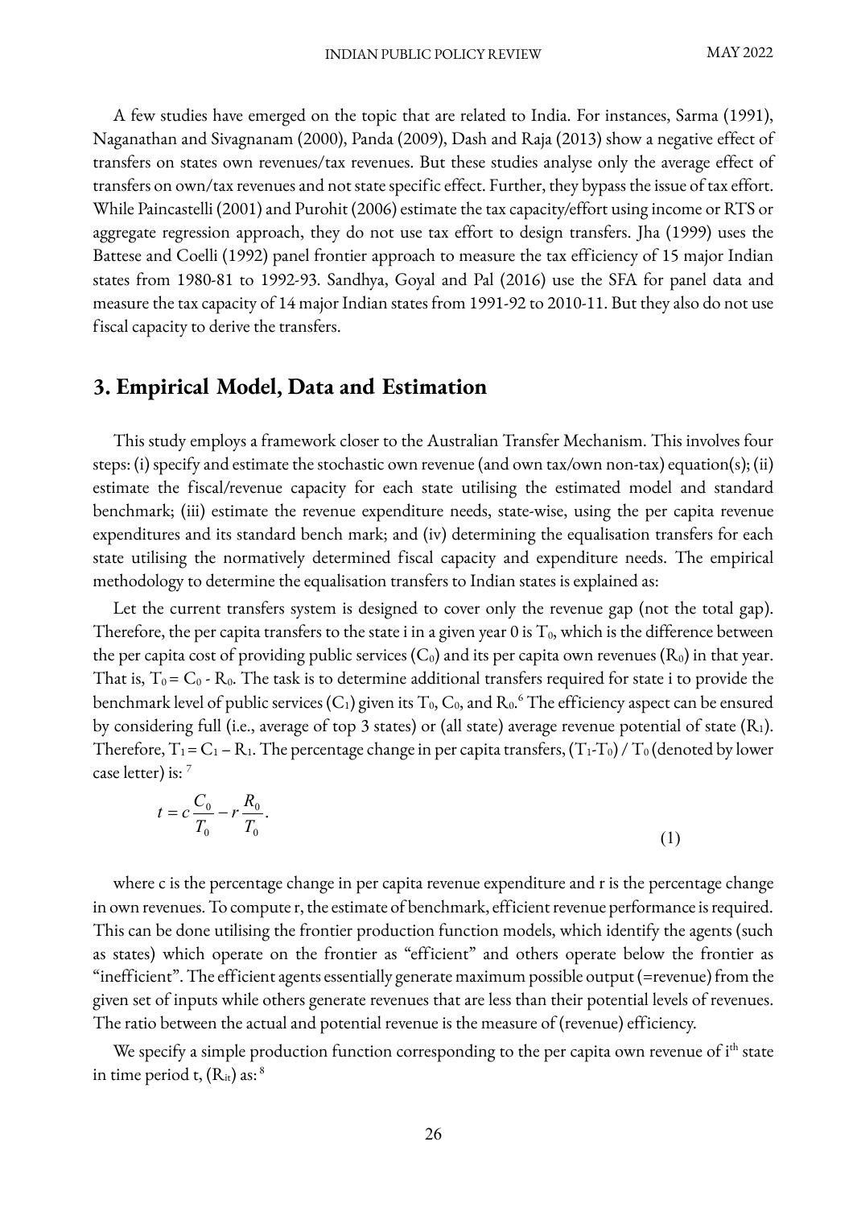A few studies have emerged on the topic that are related to India. For instances, Sarma (1991), Naganathan and Sivagnanam (2000), Panda (2009), Dash and Raja (2013) show a negative effect of transfers on states own revenues/tax revenues. But these studies analyse only the average effect of transfers on own/tax revenues and not state specific effect. Further, they bypass the issue of tax effort. While Paincastelli (2001) and Purohit (2006) estimate the tax capacity/effort using income or RTS or aggregate regression approach, they do not use tax effort to design transfers. Jha (1999) uses the Battese and Coelli (1992) panel frontier approach to measure the tax efficiency of 15 major Indian states from 1980-81 to 1992-93. Sandhya, Goyal and Pal (2016) use the SFA for panel data and measure the tax capacity of 14 major Indian states from 1991-92 to 2010-11. But they also do not use fiscal capacity to derive the transfers.

## 3. Empirical Model, Data and Estimation

This study employs a framework closer to the Australian Transfer Mechanism. This involves four steps: (i) specify and estimate the stochastic own revenue (and own tax/own non-tax) equation(s); (ii) estimate the fiscal/revenue capacity for each state utilising the estimated model and standard benchmark; (iii) estimate the revenue expenditure needs, state-wise, using the per capita revenue expenditures and its standard bench mark; and (iv) determining the equalisation transfers for each state utilising the normatively determined fiscal capacity and expenditure needs. The empirical methodology to determine the equalisation transfers to Indian states is explained as:

Let the current transfers system is designed to cover only the revenue gap (not the total gap). Therefore, the per capita transfers to the state i in a given year 0 is $T_0$, which is the difference between the per capita cost of providing public services ($C_0$) and its per capita own revenues ($R_0$) in that year. That is, $T_0 = C_0 - R_0$. The task is to determine additional transfers required for state i to provide the benchmark level of public services ($C_1$) given its $T_0$, $C_0$, and $R_0$.[6] The efficiency aspect can be ensured by considering full (i.e., average of top 3 states) or (all state) average revenue potential of state ($R_1$). Therefore, $T_1 = C_1 - R_1$. The percentage change in per capita transfers, $(T_1\text{-}T_0) / T_0$ (denoted by lower case letter) is: [7]

$$t = c\frac{C_0}{T_0} - r\frac{R_0}{T_0}. \tag{1}$$

where c is the percentage change in per capita revenue expenditure and r is the percentage change in own revenues. To compute r, the estimate of benchmark, efficient revenue performance is required. This can be done utilising the frontier production function models, which identify the agents (such as states) which operate on the frontier as "efficient" and others operate below the frontier as "inefficient". The efficient agents essentially generate maximum possible output (=revenue) from the given set of inputs while others generate revenues that are less than their potential levels of revenues. The ratio between the actual and potential revenue is the measure of (revenue) efficiency.

We specify a simple production function corresponding to the per capita own revenue of i[th] state in time period t, ($R_{it}$) as: [8]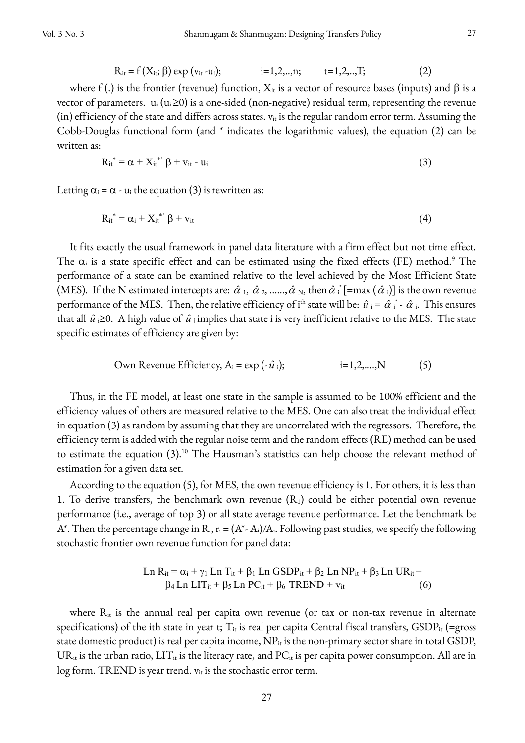$$R_{it} = f(X_{it}; \beta) \exp(v_{it} - u_i); \qquad i=1,2,..,n; \qquad t=1,2,..,T; \tag{2}$$

where f (.) is the frontier (revenue) function, $X_{it}$ is a vector of resource bases (inputs) and $\beta$ is a vector of parameters. $u_i$ ($u_i \geq 0$) is a one-sided (non-negative) residual term, representing the revenue (in) efficiency of the state and differs across states. $v_{it}$ is the regular random error term. Assuming the Cobb-Douglas functional form (and * indicates the logarithmic values), the equation (2) can be written as:

$$R_{it}^{*} = \alpha + X_{it}^{*'} \beta + v_{it} - u_i \tag{3}$$

Letting $\alpha_i = \alpha - u_i$ the equation (3) is rewritten as:

$$R_{it}^{*} = \alpha_i + X_{it}^{*'} \beta + v_{it} \tag{4}$$

It fits exactly the usual framework in panel data literature with a firm effect but not time effect. The $\alpha_i$ is a state specific effect and can be estimated using the fixed effects (FE) method.[9] The performance of a state can be examined relative to the level achieved by the Most Efficient State (MES). If the N estimated intercepts are: $\hat{\alpha}_1, \hat{\alpha}_2, \ldots\ldots, \hat{\alpha}_N$, then $\hat{\alpha}_i^{*}$ [=max ($\hat{\alpha}_i$)] is the own revenue performance of the MES. Then, the relative efficiency of i[th] state will be: $\hat{u}_i = \hat{\alpha}_i^{*} - \hat{\alpha}_i$. This ensures that all $\hat{u}_i \geq 0$. A high value of $\hat{u}_i$ implies that state i is very inefficient relative to the MES. The state specific estimates of efficiency are given by:

$$\text{Own Revenue Efficiency, } A_i = \exp(-\hat{u}_i); \qquad i=1,2,\ldots.,N \tag{5}$$

Thus, in the FE model, at least one state in the sample is assumed to be 100% efficient and the efficiency values of others are measured relative to the MES. One can also treat the individual effect in equation (3) as random by assuming that they are uncorrelated with the regressors. Therefore, the efficiency term is added with the regular noise term and the random effects (RE) method can be used to estimate the equation (3).[10] The Hausman's statistics can help choose the relevant method of estimation for a given data set.

According to the equation (5), for MES, the own revenue efficiency is 1. For others, it is less than 1. To derive transfers, the benchmark own revenue ($R_1$) could be either potential own revenue performance (i.e., average of top 3) or all state average revenue performance. Let the benchmark be $A^*$. Then the percentage change in $R_i$, $r_i = (A^* - A_i)/A_i$. Following past studies, we specify the following stochastic frontier own revenue function for panel data:

$$\text{Ln } R_{it} = \alpha_i + \gamma_1 \text{ Ln } T_{it} + \beta_1 \text{ Ln GSDP}_{it} + \beta_2 \text{ Ln NP}_{it} + \beta_3 \text{ Ln UR}_{it} + \beta_4 \text{ Ln LIT}_{it} + \beta_5 \text{ Ln PC}_{it} + \beta_6 \text{ TREND} + v_{it} \tag{6}$$

where $R_{it}$ is the annual real per capita own revenue (or tax or non-tax revenue in alternate specifications) of the ith state in year t; $T_{it}$ is real per capita Central fiscal transfers, $GSDP_{it}$ (=gross state domestic product) is real per capita income, $NP_{it}$ is the non-primary sector share in total GSDP, $UR_{it}$ is the urban ratio, $LIT_{it}$ is the literacy rate, and $PC_{it}$ is per capita power consumption. All are in log form. TREND is year trend. $v_{it}$ is the stochastic error term.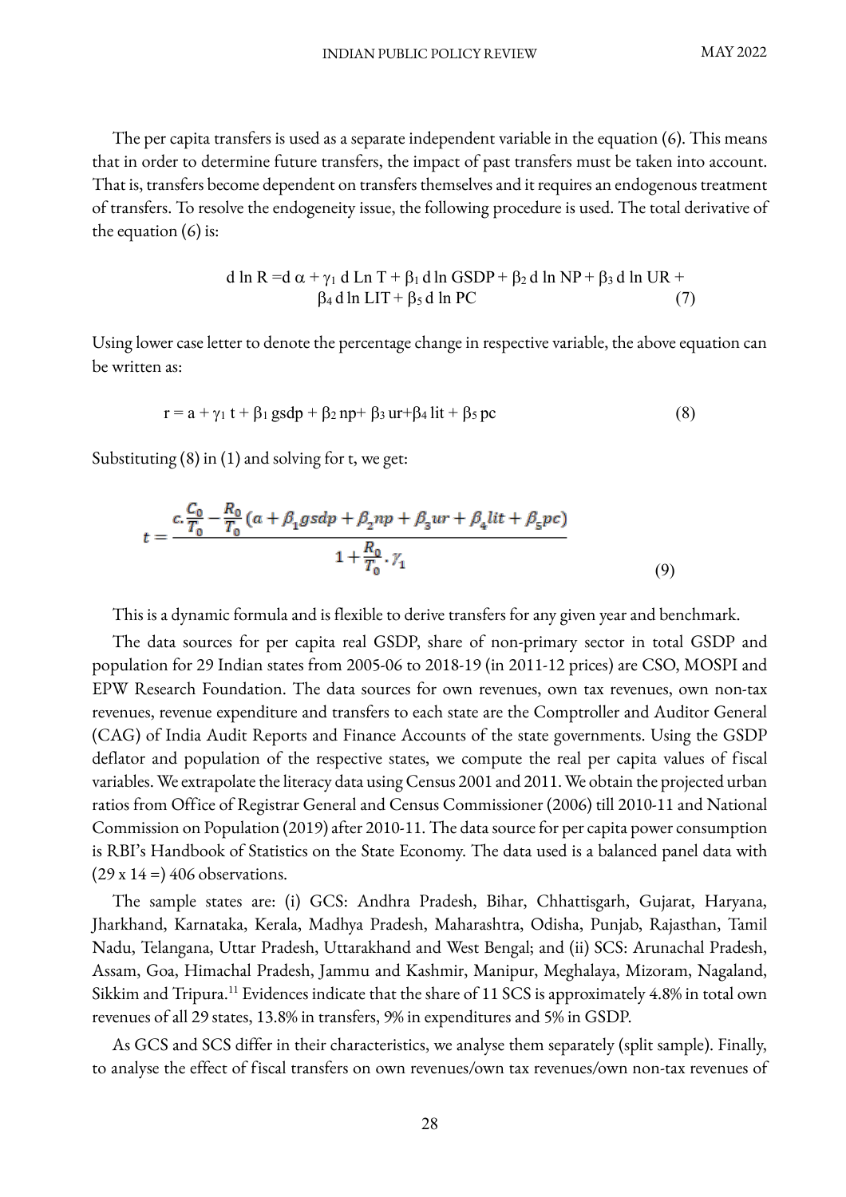The per capita transfers is used as a separate independent variable in the equation (6). This means that in order to determine future transfers, the impact of past transfers must be taken into account. That is, transfers become dependent on transfers themselves and it requires an endogenous treatment of transfers. To resolve the endogeneity issue, the following procedure is used. The total derivative of the equation (6) is:

$$d \ln R = d\,\alpha + \gamma_1\, d \, \text{Ln}\, T + \beta_1\, d \ln GSDP + \beta_2\, d \ln NP + \beta_3\, d \ln UR + \beta_4\, d \ln LIT + \beta_5\, d \ln PC \qquad (7)$$

Using lower case letter to denote the percentage change in respective variable, the above equation can be written as:

$$r = a + \gamma_1\, t + \beta_1\, gsdp + \beta_2\, np + \beta_3\, ur + \beta_4\, lit + \beta_5\, pc \qquad (8)$$

Substituting (8) in (1) and solving for t, we get:

$$t = \frac{c.\frac{C_0}{T_0} - \frac{R_0}{T_0}\left(a + \beta_1 gsdp + \beta_2 np + \beta_3 ur + \beta_4 lit + \beta_5 pc\right)}{1 + \frac{R_0}{T_0}.\gamma_1} \qquad (9)$$

This is a dynamic formula and is flexible to derive transfers for any given year and benchmark.

The data sources for per capita real GSDP, share of non-primary sector in total GSDP and population for 29 Indian states from 2005-06 to 2018-19 (in 2011-12 prices) are CSO, MOSPI and EPW Research Foundation. The data sources for own revenues, own tax revenues, own non-tax revenues, revenue expenditure and transfers to each state are the Comptroller and Auditor General (CAG) of India Audit Reports and Finance Accounts of the state governments. Using the GSDP deflator and population of the respective states, we compute the real per capita values of fiscal variables. We extrapolate the literacy data using Census 2001 and 2011. We obtain the projected urban ratios from Office of Registrar General and Census Commissioner (2006) till 2010-11 and National Commission on Population (2019) after 2010-11. The data source for per capita power consumption is RBI's Handbook of Statistics on the State Economy. The data used is a balanced panel data with (29 x 14 =) 406 observations.

The sample states are: (i) GCS: Andhra Pradesh, Bihar, Chhattisgarh, Gujarat, Haryana, Jharkhand, Karnataka, Kerala, Madhya Pradesh, Maharashtra, Odisha, Punjab, Rajasthan, Tamil Nadu, Telangana, Uttar Pradesh, Uttarakhand and West Bengal; and (ii) SCS: Arunachal Pradesh, Assam, Goa, Himachal Pradesh, Jammu and Kashmir, Manipur, Meghalaya, Mizoram, Nagaland, Sikkim and Tripura.[11] Evidences indicate that the share of 11 SCS is approximately 4.8% in total own revenues of all 29 states, 13.8% in transfers, 9% in expenditures and 5% in GSDP.

As GCS and SCS differ in their characteristics, we analyse them separately (split sample). Finally, to analyse the effect of fiscal transfers on own revenues/own tax revenues/own non-tax revenues of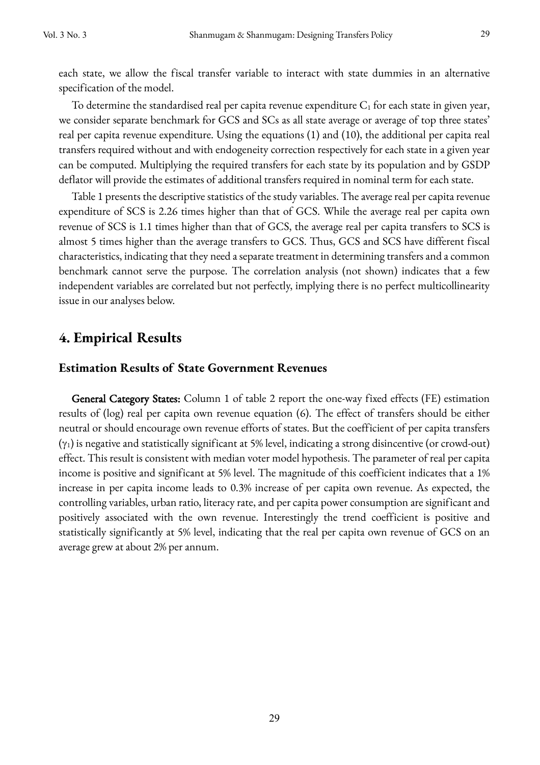each state, we allow the fiscal transfer variable to interact with state dummies in an alternative specification of the model.

To determine the standardised real per capita revenue expenditure $C_1$ for each state in given year, we consider separate benchmark for GCS and SCs as all state average or average of top three states' real per capita revenue expenditure. Using the equations (1) and (10), the additional per capita real transfers required without and with endogeneity correction respectively for each state in a given year can be computed. Multiplying the required transfers for each state by its population and by GSDP deflator will provide the estimates of additional transfers required in nominal term for each state.

Table 1 presents the descriptive statistics of the study variables. The average real per capita revenue expenditure of SCS is 2.26 times higher than that of GCS. While the average real per capita own revenue of SCS is 1.1 times higher than that of GCS, the average real per capita transfers to SCS is almost 5 times higher than the average transfers to GCS. Thus, GCS and SCS have different fiscal characteristics, indicating that they need a separate treatment in determining transfers and a common benchmark cannot serve the purpose. The correlation analysis (not shown) indicates that a few independent variables are correlated but not perfectly, implying there is no perfect multicollinearity issue in our analyses below.

## 4. Empirical Results

### Estimation Results of State Government Revenues

**General Category States:** Column 1 of table 2 report the one-way fixed effects (FE) estimation results of (log) real per capita own revenue equation (6). The effect of transfers should be either neutral or should encourage own revenue efforts of states. But the coefficient of per capita transfers ($\gamma_1$) is negative and statistically significant at 5% level, indicating a strong disincentive (or crowd-out) effect. This result is consistent with median voter model hypothesis. The parameter of real per capita income is positive and significant at 5% level. The magnitude of this coefficient indicates that a 1% increase in per capita income leads to 0.3% increase of per capita own revenue. As expected, the controlling variables, urban ratio, literacy rate, and per capita power consumption are significant and positively associated with the own revenue. Interestingly the trend coefficient is positive and statistically significantly at 5% level, indicating that the real per capita own revenue of GCS on an average grew at about 2% per annum.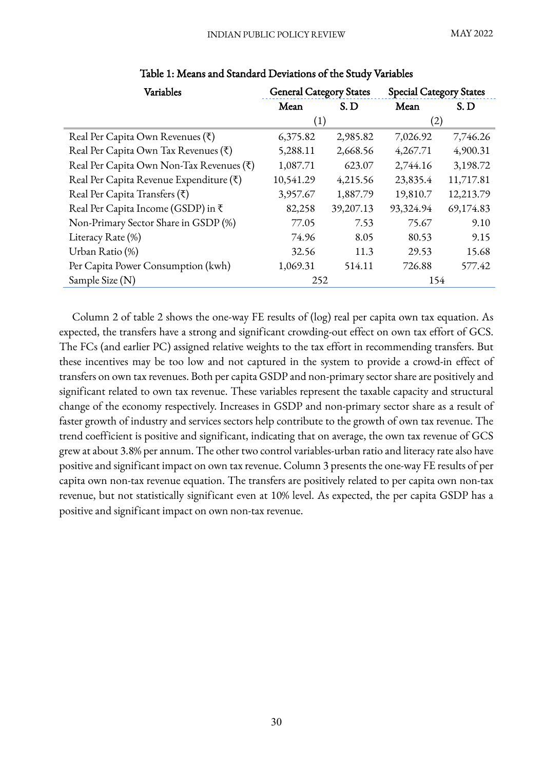Table 1: Means and Standard Deviations of the Study Variables

| Variables | General Category States | | Special Category States | |
|---|---|---|---|---|
| | Mean | S. D | Mean | S. D |
| | (1) | | (2) | |
| Real Per Capita Own Revenues (₹) | 6,375.82 | 2,985.82 | 7,026.92 | 7,746.26 |
| Real Per Capita Own Tax Revenues (₹) | 5,288.11 | 2,668.56 | 4,267.71 | 4,900.31 |
| Real Per Capita Own Non-Tax Revenues (₹) | 1,087.71 | 623.07 | 2,744.16 | 3,198.72 |
| Real Per Capita Revenue Expenditure (₹) | 10,541.29 | 4,215.56 | 23,835.4 | 11,717.81 |
| Real Per Capita Transfers (₹) | 3,957.67 | 1,887.79 | 19,810.7 | 12,213.79 |
| Real Per Capita Income (GSDP) in ₹ | 82,258 | 39,207.13 | 93,324.94 | 69,174.83 |
| Non-Primary Sector Share in GSDP (%) | 77.05 | 7.53 | 75.67 | 9.10 |
| Literacy Rate (%) | 74.96 | 8.05 | 80.53 | 9.15 |
| Urban Ratio (%) | 32.56 | 11.3 | 29.53 | 15.68 |
| Per Capita Power Consumption (kwh) | 1,069.31 | 514.11 | 726.88 | 577.42 |
| Sample Size (N) | 252 | | 154 | |

Column 2 of table 2 shows the one-way FE results of (log) real per capita own tax equation. As expected, the transfers have a strong and significant crowding-out effect on own tax effort of GCS. The FCs (and earlier PC) assigned relative weights to the tax effort in recommending transfers. But these incentives may be too low and not captured in the system to provide a crowd-in effect of transfers on own tax revenues. Both per capita GSDP and non-primary sector share are positively and significant related to own tax revenue. These variables represent the taxable capacity and structural change of the economy respectively. Increases in GSDP and non-primary sector share as a result of faster growth of industry and services sectors help contribute to the growth of own tax revenue. The trend coefficient is positive and significant, indicating that on average, the own tax revenue of GCS grew at about 3.8% per annum. The other two control variables-urban ratio and literacy rate also have positive and significant impact on own tax revenue. Column 3 presents the one-way FE results of per capita own non-tax revenue equation. The transfers are positively related to per capita own non-tax revenue, but not statistically significant even at 10% level. As expected, the per capita GSDP has a positive and significant impact on own non-tax revenue.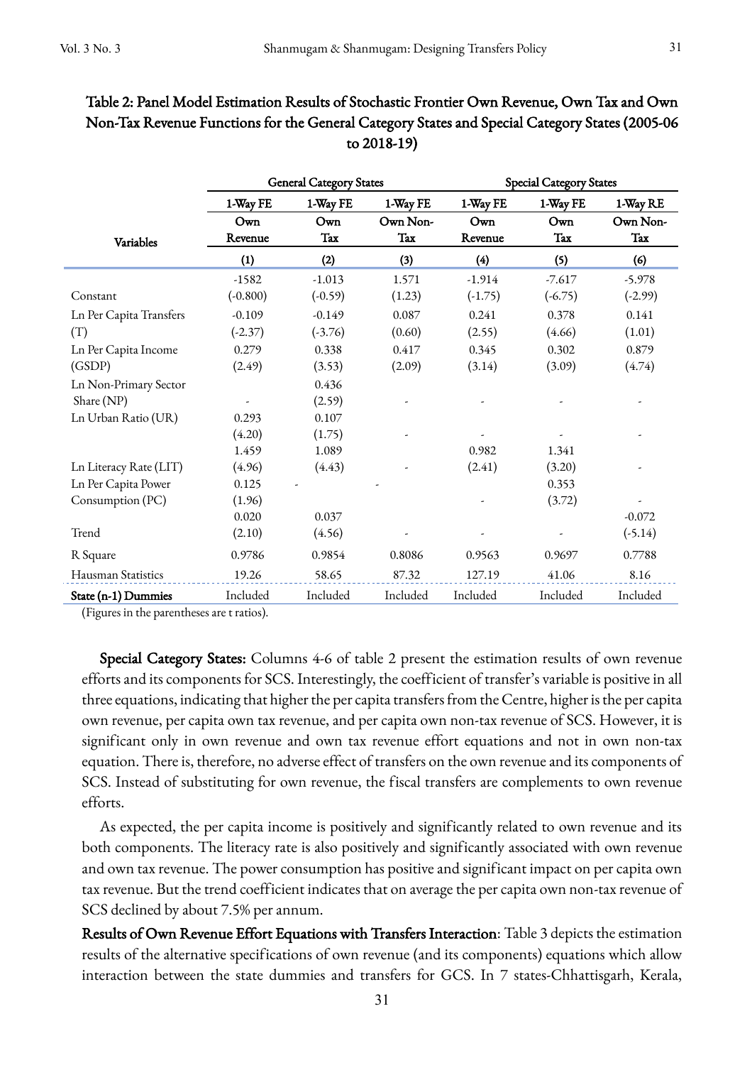**Table 2: Panel Model Estimation Results of Stochastic Frontier Own Revenue, Own Tax and Own Non-Tax Revenue Functions for the General Category States and Special Category States (2005-06 to 2018-19)**

| Variables | General Category States | | | Special Category States | | |
|---|---|---|---|---|---|---|
| | 1-Way FE | 1-Way FE | 1-Way FE | 1-Way FE | 1-Way FE | 1-Way RE |
| | Own Revenue | Own Tax | Own Non-Tax | Own Revenue | Own Tax | Own Non-Tax |
| | (1) | (2) | (3) | (4) | (5) | (6) |
| Constant | -1582 | -1.013 | 1.571 | -1.914 | -7.617 | -5.978 |
| | (-0.800) | (-0.59) | (1.23) | (-1.75) | (-6.75) | (-2.99) |
| Ln Per Capita Transfers (T) | -0.109 | -0.149 | 0.087 | 0.241 | 0.378 | 0.141 |
| | (-2.37) | (-3.76) | (0.60) | (2.55) | (4.66) | (1.01) |
| Ln Per Capita Income (GSDP) | 0.279 | 0.338 | 0.417 | 0.345 | 0.302 | 0.879 |
| | (2.49) | (3.53) | (2.09) | (3.14) | (3.09) | (4.74) |
| Ln Non-Primary Sector Share (NP) | - | 0.436 | - | - | - | - |
| | | (2.59) | | | | |
| Ln Urban Ratio (UR) | 0.293 | 0.107 | - | - | - | - |
| | (4.20) | (1.75) | | | | |
| Ln Literacy Rate (LIT) | 1.459 | 1.089 | - | 0.982 | 1.341 | - |
| | (4.96) | (4.43) | | (2.41) | (3.20) | |
| Ln Per Capita Power Consumption (PC) | 0.125 | - | - | - | 0.353 | - |
| | (1.96) | | | | (3.72) | |
| Trend | 0.020 | 0.037 | - | - | - | -0.072 |
| | (2.10) | (4.56) | | | | (-5.14) |
| R Square | 0.9786 | 0.9854 | 0.8086 | 0.9563 | 0.9697 | 0.7788 |
| Hausman Statistics | 19.26 | 58.65 | 87.32 | 127.19 | 41.06 | 8.16 |
| **State (n-1) Dummies** | Included | Included | Included | Included | Included | Included |

(Figures in the parentheses are t ratios).

**Special Category States:** Columns 4-6 of table 2 present the estimation results of own revenue efforts and its components for SCS. Interestingly, the coefficient of transfer's variable is positive in all three equations, indicating that higher the per capita transfers from the Centre, higher is the per capita own revenue, per capita own tax revenue, and per capita own non-tax revenue of SCS. However, it is significant only in own revenue and own tax revenue effort equations and not in own non-tax equation. There is, therefore, no adverse effect of transfers on the own revenue and its components of SCS. Instead of substituting for own revenue, the fiscal transfers are complements to own revenue efforts.

As expected, the per capita income is positively and significantly related to own revenue and its both components. The literacy rate is also positively and significantly associated with own revenue and own tax revenue. The power consumption has positive and significant impact on per capita own tax revenue. But the trend coefficient indicates that on average the per capita own non-tax revenue of SCS declined by about 7.5% per annum.

**Results of Own Revenue Effort Equations with Transfers Interaction**: Table 3 depicts the estimation results of the alternative specifications of own revenue (and its components) equations which allow interaction between the state dummies and transfers for GCS. In 7 states-Chhattisgarh, Kerala,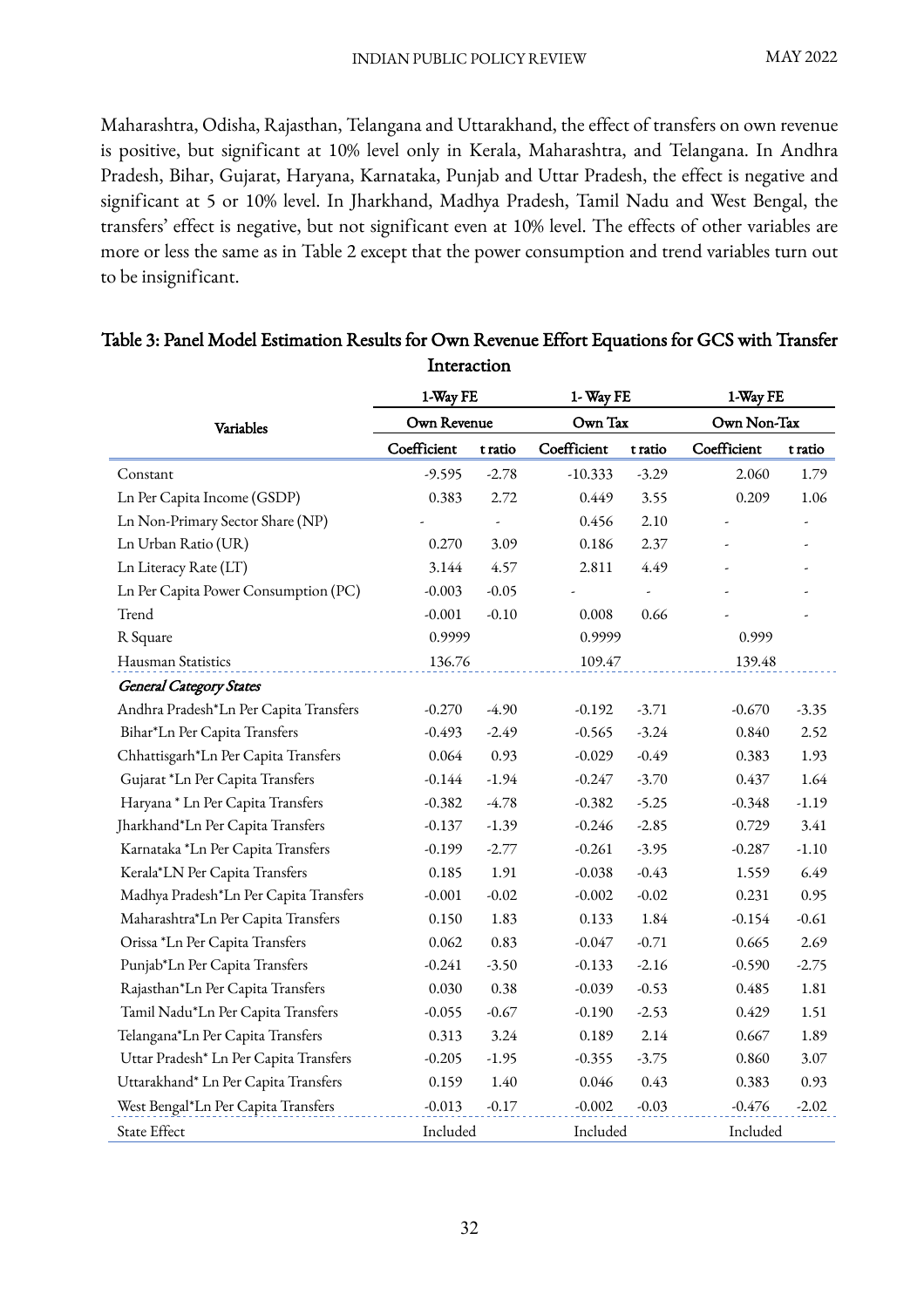Maharashtra, Odisha, Rajasthan, Telangana and Uttarakhand, the effect of transfers on own revenue is positive, but significant at 10% level only in Kerala, Maharashtra, and Telangana. In Andhra Pradesh, Bihar, Gujarat, Haryana, Karnataka, Punjab and Uttar Pradesh, the effect is negative and significant at 5 or 10% level. In Jharkhand, Madhya Pradesh, Tamil Nadu and West Bengal, the transfers' effect is negative, but not significant even at 10% level. The effects of other variables are more or less the same as in Table 2 except that the power consumption and trend variables turn out to be insignificant.

**Table 3: Panel Model Estimation Results for Own Revenue Effort Equations for GCS with Transfer Interaction**

| Variables | 1-Way FE | | 1- Way FE | | 1-Way FE | |
|---|---|---|---|---|---|---|
| | Own Revenue | | Own Tax | | Own Non-Tax | |
| | Coefficient | t ratio | Coefficient | t ratio | Coefficient | t ratio |
| Constant | -9.595 | -2.78 | -10.333 | -3.29 | 2.060 | 1.79 |
| Ln Per Capita Income (GSDP) | 0.383 | 2.72 | 0.449 | 3.55 | 0.209 | 1.06 |
| Ln Non-Primary Sector Share (NP) | - | - | 0.456 | 2.10 | - | - |
| Ln Urban Ratio (UR) | 0.270 | 3.09 | 0.186 | 2.37 | - | - |
| Ln Literacy Rate (LT) | 3.144 | 4.57 | 2.811 | 4.49 | - | - |
| Ln Per Capita Power Consumption (PC) | -0.003 | -0.05 | - | - | - | - |
| Trend | -0.001 | -0.10 | 0.008 | 0.66 | - | - |
| R Square | 0.9999 | | 0.9999 | | 0.999 | |
| Hausman Statistics | 136.76 | | 109.47 | | 139.48 | |
| *General Category States* | | | | | | |
| Andhra Pradesh*Ln Per Capita Transfers | -0.270 | -4.90 | -0.192 | -3.71 | -0.670 | -3.35 |
| Bihar*Ln Per Capita Transfers | -0.493 | -2.49 | -0.565 | -3.24 | 0.840 | 2.52 |
| Chhattisgarh*Ln Per Capita Transfers | 0.064 | 0.93 | -0.029 | -0.49 | 0.383 | 1.93 |
| Gujarat *Ln Per Capita Transfers | -0.144 | -1.94 | -0.247 | -3.70 | 0.437 | 1.64 |
| Haryana * Ln Per Capita Transfers | -0.382 | -4.78 | -0.382 | -5.25 | -0.348 | -1.19 |
| Jharkhand*Ln Per Capita Transfers | -0.137 | -1.39 | -0.246 | -2.85 | 0.729 | 3.41 |
| Karnataka *Ln Per Capita Transfers | -0.199 | -2.77 | -0.261 | -3.95 | -0.287 | -1.10 |
| Kerala*LN Per Capita Transfers | 0.185 | 1.91 | -0.038 | -0.43 | 1.559 | 6.49 |
| Madhya Pradesh*Ln Per Capita Transfers | -0.001 | -0.02 | -0.002 | -0.02 | 0.231 | 0.95 |
| Maharashtra*Ln Per Capita Transfers | 0.150 | 1.83 | 0.133 | 1.84 | -0.154 | -0.61 |
| Orissa *Ln Per Capita Transfers | 0.062 | 0.83 | -0.047 | -0.71 | 0.665 | 2.69 |
| Punjab*Ln Per Capita Transfers | -0.241 | -3.50 | -0.133 | -2.16 | -0.590 | -2.75 |
| Rajasthan*Ln Per Capita Transfers | 0.030 | 0.38 | -0.039 | -0.53 | 0.485 | 1.81 |
| Tamil Nadu*Ln Per Capita Transfers | -0.055 | -0.67 | -0.190 | -2.53 | 0.429 | 1.51 |
| Telangana*Ln Per Capita Transfers | 0.313 | 3.24 | 0.189 | 2.14 | 0.667 | 1.89 |
| Uttar Pradesh* Ln Per Capita Transfers | -0.205 | -1.95 | -0.355 | -3.75 | 0.860 | 3.07 |
| Uttarakhand* Ln Per Capita Transfers | 0.159 | 1.40 | 0.046 | 0.43 | 0.383 | 0.93 |
| West Bengal*Ln Per Capita Transfers | -0.013 | -0.17 | -0.002 | -0.03 | -0.476 | -2.02 |
| State Effect | Included | | Included | | Included | |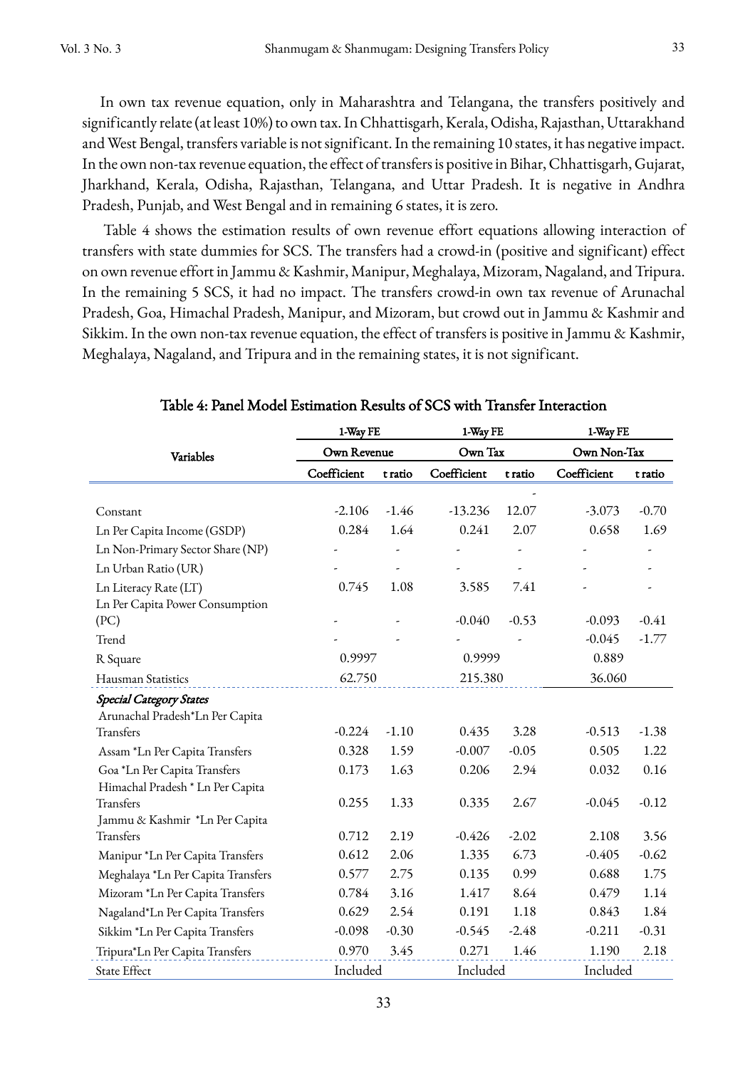In own tax revenue equation, only in Maharashtra and Telangana, the transfers positively and significantly relate (at least 10%) to own tax. In Chhattisgarh, Kerala, Odisha, Rajasthan, Uttarakhand and West Bengal, transfers variable is not significant. In the remaining 10 states, it has negative impact. In the own non-tax revenue equation, the effect of transfers is positive in Bihar, Chhattisgarh, Gujarat, Jharkhand, Kerala, Odisha, Rajasthan, Telangana, and Uttar Pradesh. It is negative in Andhra Pradesh, Punjab, and West Bengal and in remaining 6 states, it is zero.

Table 4 shows the estimation results of own revenue effort equations allowing interaction of transfers with state dummies for SCS. The transfers had a crowd-in (positive and significant) effect on own revenue effort in Jammu & Kashmir, Manipur, Meghalaya, Mizoram, Nagaland, and Tripura. In the remaining 5 SCS, it had no impact. The transfers crowd-in own tax revenue of Arunachal Pradesh, Goa, Himachal Pradesh, Manipur, and Mizoram, but crowd out in Jammu & Kashmir and Sikkim. In the own non-tax revenue equation, the effect of transfers is positive in Jammu & Kashmir, Meghalaya, Nagaland, and Tripura and in the remaining states, it is not significant.

**Table 4: Panel Model Estimation Results of SCS with Transfer Interaction**

| Variables | 1-Way FE | | 1-Way FE | | 1-Way FE | |
|---|---|---|---|---|---|---|
| | Own Revenue | | Own Tax | | Own Non-Tax | |
| | Coefficient | t ratio | Coefficient | t ratio | Coefficient | t ratio |
| Constant | -2.106 | -1.46 | -13.236 | -12.07 | -3.073 | -0.70 |
| Ln Per Capita Income (GSDP) | 0.284 | 1.64 | 0.241 | 2.07 | 0.658 | 1.69 |
| Ln Non-Primary Sector Share (NP) | - | - | - | - | - | - |
| Ln Urban Ratio (UR) | - | - | - | - | - | - |
| Ln Literacy Rate (LT) | 0.745 | 1.08 | 3.585 | 7.41 | - | - |
| Ln Per Capita Power Consumption (PC) | - | - | -0.040 | -0.53 | -0.093 | -0.41 |
| Trend | - | - | - | - | -0.045 | -1.77 |
| R Square | 0.9997 | | 0.9999 | | 0.889 | |
| Hausman Statistics | 62.750 | | 215.380 | | 36.060 | |
| ***Special Category States*** | | | | | | |
| Arunachal Pradesh*Ln Per Capita Transfers | -0.224 | -1.10 | 0.435 | 3.28 | -0.513 | -1.38 |
| Assam *Ln Per Capita Transfers | 0.328 | 1.59 | -0.007 | -0.05 | 0.505 | 1.22 |
| Goa *Ln Per Capita Transfers | 0.173 | 1.63 | 0.206 | 2.94 | 0.032 | 0.16 |
| Himachal Pradesh * Ln Per Capita Transfers | 0.255 | 1.33 | 0.335 | 2.67 | -0.045 | -0.12 |
| Jammu & Kashmir *Ln Per Capita Transfers | 0.712 | 2.19 | -0.426 | -2.02 | 2.108 | 3.56 |
| Manipur *Ln Per Capita Transfers | 0.612 | 2.06 | 1.335 | 6.73 | -0.405 | -0.62 |
| Meghalaya *Ln Per Capita Transfers | 0.577 | 2.75 | 0.135 | 0.99 | 0.688 | 1.75 |
| Mizoram *Ln Per Capita Transfers | 0.784 | 3.16 | 1.417 | 8.64 | 0.479 | 1.14 |
| Nagaland*Ln Per Capita Transfers | 0.629 | 2.54 | 0.191 | 1.18 | 0.843 | 1.84 |
| Sikkim *Ln Per Capita Transfers | -0.098 | -0.30 | -0.545 | -2.48 | -0.211 | -0.31 |
| Tripura*Ln Per Capita Transfers | 0.970 | 3.45 | 0.271 | 1.46 | 1.190 | 2.18 |
| State Effect | Included | | Included | | Included | |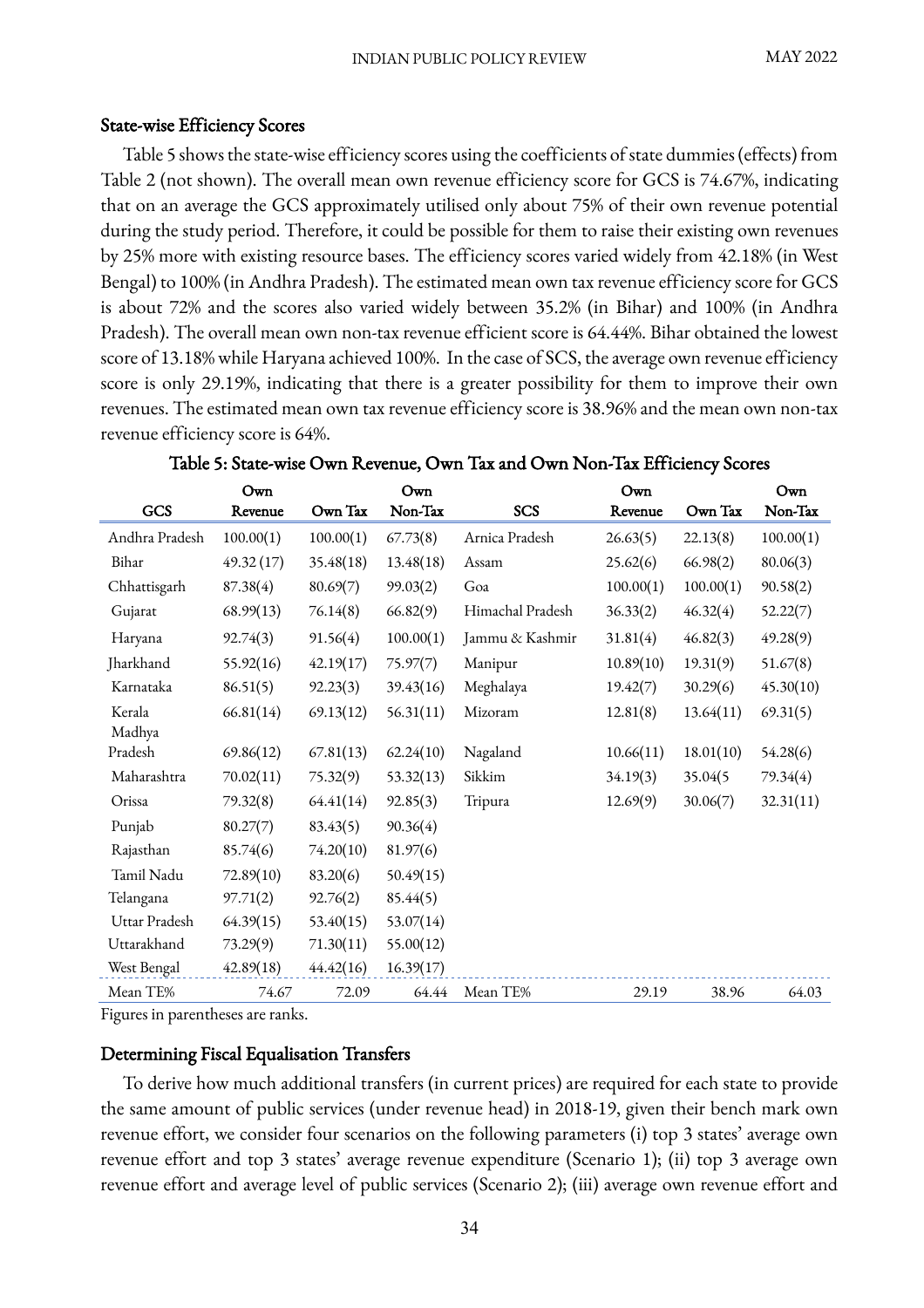### State-wise Efficiency Scores

Table 5 shows the state-wise efficiency scores using the coefficients of state dummies (effects) from Table 2 (not shown). The overall mean own revenue efficiency score for GCS is 74.67%, indicating that on an average the GCS approximately utilised only about 75% of their own revenue potential during the study period. Therefore, it could be possible for them to raise their existing own revenues by 25% more with existing resource bases. The efficiency scores varied widely from 42.18% (in West Bengal) to 100% (in Andhra Pradesh). The estimated mean own tax revenue efficiency score for GCS is about 72% and the scores also varied widely between 35.2% (in Bihar) and 100% (in Andhra Pradesh). The overall mean own non-tax revenue efficient score is 64.44%. Bihar obtained the lowest score of 13.18% while Haryana achieved 100%. In the case of SCS, the average own revenue efficiency score is only 29.19%, indicating that there is a greater possibility for them to improve their own revenues. The estimated mean own tax revenue efficiency score is 38.96% and the mean own non-tax revenue efficiency score is 64%.

**Table 5: State-wise Own Revenue, Own Tax and Own Non-Tax Efficiency Scores**

| GCS | Own Revenue | Own Tax | Own Non-Tax | SCS | Own Revenue | Own Tax | Own Non-Tax |
|---|---|---|---|---|---|---|---|
| Andhra Pradesh | 100.00(1) | 100.00(1) | 67.73(8) | Arnica Pradesh | 26.63(5) | 22.13(8) | 100.00(1) |
| Bihar | 49.32 (17) | 35.48(18) | 13.48(18) | Assam | 25.62(6) | 66.98(2) | 80.06(3) |
| Chhattisgarh | 87.38(4) | 80.69(7) | 99.03(2) | Goa | 100.00(1) | 100.00(1) | 90.58(2) |
| Gujarat | 68.99(13) | 76.14(8) | 66.82(9) | Himachal Pradesh | 36.33(2) | 46.32(4) | 52.22(7) |
| Haryana | 92.74(3) | 91.56(4) | 100.00(1) | Jammu & Kashmir | 31.81(4) | 46.82(3) | 49.28(9) |
| Jharkhand | 55.92(16) | 42.19(17) | 75.97(7) | Manipur | 10.89(10) | 19.31(9) | 51.67(8) |
| Karnataka | 86.51(5) | 92.23(3) | 39.43(16) | Meghalaya | 19.42(7) | 30.29(6) | 45.30(10) |
| Kerala | 66.81(14) | 69.13(12) | 56.31(11) | Mizoram | 12.81(8) | 13.64(11) | 69.31(5) |
| Madhya Pradesh | 69.86(12) | 67.81(13) | 62.24(10) | Nagaland | 10.66(11) | 18.01(10) | 54.28(6) |
| Maharashtra | 70.02(11) | 75.32(9) | 53.32(13) | Sikkim | 34.19(3) | 35.04(5 | 79.34(4) |
| Orissa | 79.32(8) | 64.41(14) | 92.85(3) | Tripura | 12.69(9) | 30.06(7) | 32.31(11) |
| Punjab | 80.27(7) | 83.43(5) | 90.36(4) | | | | |
| Rajasthan | 85.74(6) | 74.20(10) | 81.97(6) | | | | |
| Tamil Nadu | 72.89(10) | 83.20(6) | 50.49(15) | | | | |
| Telangana | 97.71(2) | 92.76(2) | 85.44(5) | | | | |
| Uttar Pradesh | 64.39(15) | 53.40(15) | 53.07(14) | | | | |
| Uttarakhand | 73.29(9) | 71.30(11) | 55.00(12) | | | | |
| West Bengal | 42.89(18) | 44.42(16) | 16.39(17) | | | | |
| Mean TE% | 74.67 | 72.09 | 64.44 | Mean TE% | 29.19 | 38.96 | 64.03 |

Figures in parentheses are ranks.

### Determining Fiscal Equalisation Transfers

To derive how much additional transfers (in current prices) are required for each state to provide the same amount of public services (under revenue head) in 2018-19, given their bench mark own revenue effort, we consider four scenarios on the following parameters (i) top 3 states' average own revenue effort and top 3 states' average revenue expenditure (Scenario 1); (ii) top 3 average own revenue effort and average level of public services (Scenario 2); (iii) average own revenue effort and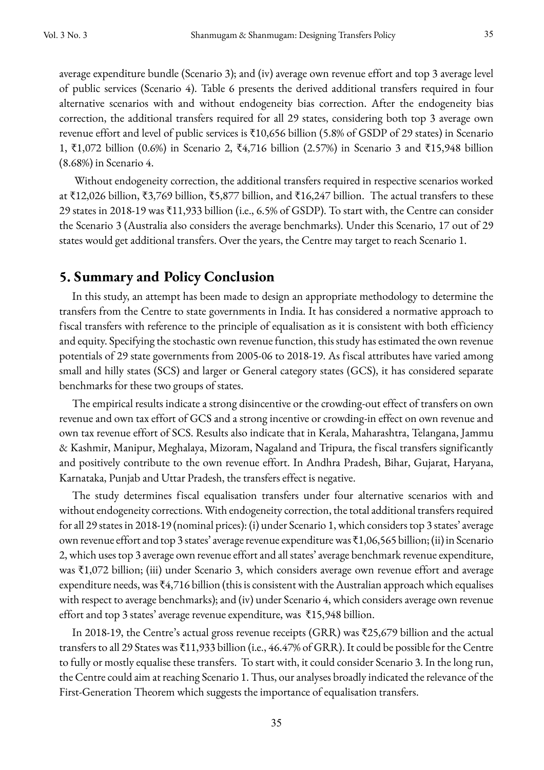average expenditure bundle (Scenario 3); and (iv) average own revenue effort and top 3 average level of public services (Scenario 4). Table 6 presents the derived additional transfers required in four alternative scenarios with and without endogeneity bias correction. After the endogeneity bias correction, the additional transfers required for all 29 states, considering both top 3 average own revenue effort and level of public services is ₹10,656 billion (5.8% of GSDP of 29 states) in Scenario 1, ₹1,072 billion (0.6%) in Scenario 2, ₹4,716 billion (2.57%) in Scenario 3 and ₹15,948 billion (8.68%) in Scenario 4.

Without endogeneity correction, the additional transfers required in respective scenarios worked at ₹12,026 billion, ₹3,769 billion, ₹5,877 billion, and ₹16,247 billion. The actual transfers to these 29 states in 2018-19 was ₹11,933 billion (i.e., 6.5% of GSDP). To start with, the Centre can consider the Scenario 3 (Australia also considers the average benchmarks). Under this Scenario, 17 out of 29 states would get additional transfers. Over the years, the Centre may target to reach Scenario 1.

## 5. Summary and Policy Conclusion

In this study, an attempt has been made to design an appropriate methodology to determine the transfers from the Centre to state governments in India. It has considered a normative approach to fiscal transfers with reference to the principle of equalisation as it is consistent with both efficiency and equity. Specifying the stochastic own revenue function, this study has estimated the own revenue potentials of 29 state governments from 2005-06 to 2018-19. As fiscal attributes have varied among small and hilly states (SCS) and larger or General category states (GCS), it has considered separate benchmarks for these two groups of states.

The empirical results indicate a strong disincentive or the crowding-out effect of transfers on own revenue and own tax effort of GCS and a strong incentive or crowding-in effect on own revenue and own tax revenue effort of SCS. Results also indicate that in Kerala, Maharashtra, Telangana, Jammu & Kashmir, Manipur, Meghalaya, Mizoram, Nagaland and Tripura, the fiscal transfers significantly and positively contribute to the own revenue effort. In Andhra Pradesh, Bihar, Gujarat, Haryana, Karnataka, Punjab and Uttar Pradesh, the transfers effect is negative.

The study determines fiscal equalisation transfers under four alternative scenarios with and without endogeneity corrections. With endogeneity correction, the total additional transfers required for all 29 states in 2018-19 (nominal prices): (i) under Scenario 1, which considers top 3 states' average own revenue effort and top 3 states' average revenue expenditure was ₹1,06,565 billion; (ii) in Scenario 2, which uses top 3 average own revenue effort and all states' average benchmark revenue expenditure, was ₹1,072 billion; (iii) under Scenario 3, which considers average own revenue effort and average expenditure needs, was ₹4,716 billion (this is consistent with the Australian approach which equalises with respect to average benchmarks); and (iv) under Scenario 4, which considers average own revenue effort and top 3 states' average revenue expenditure, was ₹15,948 billion.

In 2018-19, the Centre's actual gross revenue receipts (GRR) was ₹25,679 billion and the actual transfers to all 29 States was ₹11,933 billion (i.e., 46.47% of GRR). It could be possible for the Centre to fully or mostly equalise these transfers. To start with, it could consider Scenario 3. In the long run, the Centre could aim at reaching Scenario 1. Thus, our analyses broadly indicated the relevance of the First-Generation Theorem which suggests the importance of equalisation transfers.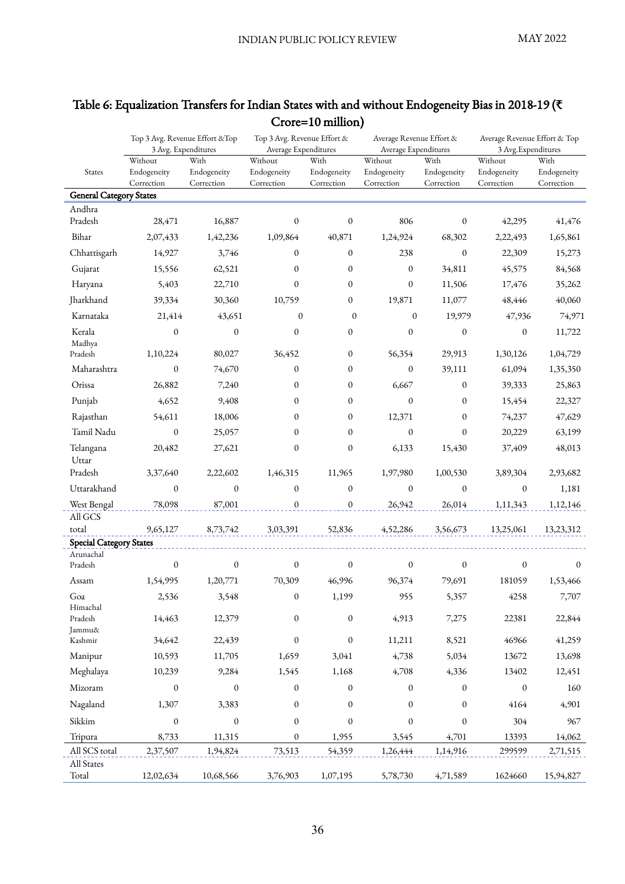## Table 6: Equalization Transfers for Indian States with and without Endogeneity Bias in 2018-19 (₹ Crore=10 million)

| States | Top 3 Avg. Revenue Effort &Top 3 Avg. Expenditures | | Top 3 Avg. Revenue Effort & Average Expenditures | | Average Revenue Effort & Average Expenditures | | Average Revenue Effort & Top 3 Avg.Expenditures | |
|---|---|---|---|---|---|---|---|---|
| | Without Endogeneity Correction | With Endogeneity Correction | Without Endogeneity Correction | With Endogeneity Correction | Without Endogeneity Correction | With Endogeneity Correction | Without Endogeneity Correction | With Endogeneity Correction |
| **General Category States** | | | | | | | | |
| Andhra Pradesh | 28,471 | 16,887 | 0 | 0 | 806 | 0 | 42,295 | 41,476 |
| Bihar | 2,07,433 | 1,42,236 | 1,09,864 | 40,871 | 1,24,924 | 68,302 | 2,22,493 | 1,65,861 |
| Chhattisgarh | 14,927 | 3,746 | 0 | 0 | 238 | 0 | 22,309 | 15,273 |
| Gujarat | 15,556 | 62,521 | 0 | 0 | 0 | 34,811 | 45,575 | 84,568 |
| Haryana | 5,403 | 22,710 | 0 | 0 | 0 | 11,506 | 17,476 | 35,262 |
| Jharkhand | 39,334 | 30,360 | 10,759 | 0 | 19,871 | 11,077 | 48,446 | 40,060 |
| Karnataka | 21,414 | 43,651 | 0 | 0 | 0 | 19,979 | 47,936 | 74,971 |
| Kerala | 0 | 0 | 0 | 0 | 0 | 0 | 0 | 11,722 |
| Madhya Pradesh | 1,10,224 | 80,027 | 36,452 | 0 | 56,354 | 29,913 | 1,30,126 | 1,04,729 |
| Maharashtra | 0 | 74,670 | 0 | 0 | 0 | 39,111 | 61,094 | 1,35,350 |
| Orissa | 26,882 | 7,240 | 0 | 0 | 6,667 | 0 | 39,333 | 25,863 |
| Punjab | 4,652 | 9,408 | 0 | 0 | 0 | 0 | 15,454 | 22,327 |
| Rajasthan | 54,611 | 18,006 | 0 | 0 | 12,371 | 0 | 74,237 | 47,629 |
| Tamil Nadu | 0 | 25,057 | 0 | 0 | 0 | 0 | 20,229 | 63,199 |
| Telangana | 20,482 | 27,621 | 0 | 0 | 6,133 | 15,430 | 37,409 | 48,013 |
| Uttar Pradesh | 3,37,640 | 2,22,602 | 1,46,315 | 11,965 | 1,97,980 | 1,00,530 | 3,89,304 | 2,93,682 |
| Uttarakhand | 0 | 0 | 0 | 0 | 0 | 0 | 0 | 1,181 |
| West Bengal | 78,098 | 87,001 | 0 | 0 | 26,942 | 26,014 | 1,11,343 | 1,12,146 |
| All GCS total | 9,65,127 | 8,73,742 | 3,03,391 | 52,836 | 4,52,286 | 3,56,673 | 13,25,061 | 13,23,312 |
| **Special Category States** | | | | | | | | |
| Arunachal Pradesh | 0 | 0 | 0 | 0 | 0 | 0 | 0 | 0 |
| Assam | 1,54,995 | 1,20,771 | 70,309 | 46,996 | 96,374 | 79,691 | 181059 | 1,53,466 |
| Goa | 2,536 | 3,548 | 0 | 1,199 | 955 | 5,357 | 4258 | 7,707 |
| Himachal Pradesh | 14,463 | 12,379 | 0 | 0 | 4,913 | 7,275 | 22381 | 22,844 |
| Jammu& Kashmir | 34,642 | 22,439 | 0 | 0 | 11,211 | 8,521 | 46966 | 41,259 |
| Manipur | 10,593 | 11,705 | 1,659 | 3,041 | 4,738 | 5,034 | 13672 | 13,698 |
| Meghalaya | 10,239 | 9,284 | 1,545 | 1,168 | 4,708 | 4,336 | 13402 | 12,451 |
| Mizoram | 0 | 0 | 0 | 0 | 0 | 0 | 0 | 160 |
| Nagaland | 1,307 | 3,383 | 0 | 0 | 0 | 0 | 4164 | 4,901 |
| Sikkim | 0 | 0 | 0 | 0 | 0 | 0 | 304 | 967 |
| Tripura | 8,733 | 11,315 | 0 | 1,955 | 3,545 | 4,701 | 13393 | 14,062 |
| All SCS total | 2,37,507 | 1,94,824 | 73,513 | 54,359 | 1,26,444 | 1,14,916 | 299599 | 2,71,515 |
| All States Total | 12,02,634 | 10,68,566 | 3,76,903 | 1,07,195 | 5,78,730 | 4,71,589 | 1624660 | 15,94,827 |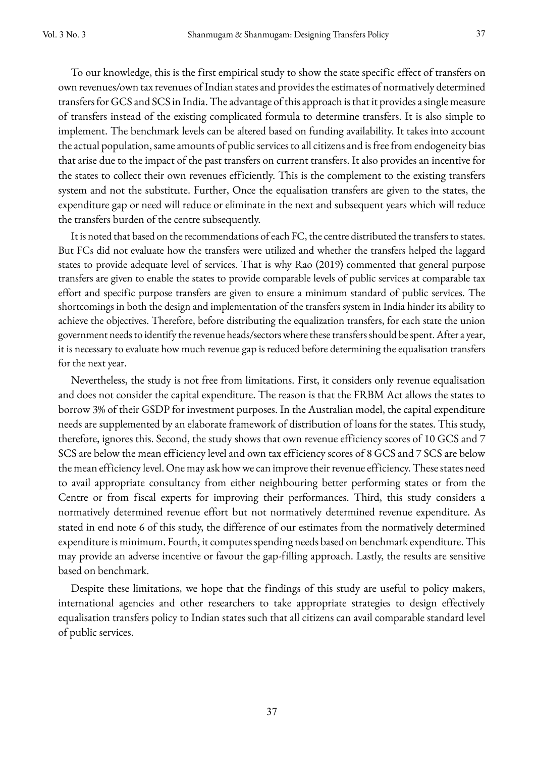To our knowledge, this is the first empirical study to show the state specific effect of transfers on own revenues/own tax revenues of Indian states and provides the estimates of normatively determined transfers for GCS and SCS in India. The advantage of this approach is that it provides a single measure of transfers instead of the existing complicated formula to determine transfers. It is also simple to implement. The benchmark levels can be altered based on funding availability. It takes into account the actual population, same amounts of public services to all citizens and is free from endogeneity bias that arise due to the impact of the past transfers on current transfers. It also provides an incentive for the states to collect their own revenues efficiently. This is the complement to the existing transfers system and not the substitute. Further, Once the equalisation transfers are given to the states, the expenditure gap or need will reduce or eliminate in the next and subsequent years which will reduce the transfers burden of the centre subsequently.

It is noted that based on the recommendations of each FC, the centre distributed the transfers to states. But FCs did not evaluate how the transfers were utilized and whether the transfers helped the laggard states to provide adequate level of services. That is why Rao (2019) commented that general purpose transfers are given to enable the states to provide comparable levels of public services at comparable tax effort and specific purpose transfers are given to ensure a minimum standard of public services. The shortcomings in both the design and implementation of the transfers system in India hinder its ability to achieve the objectives. Therefore, before distributing the equalization transfers, for each state the union government needs to identify the revenue heads/sectors where these transfers should be spent. After a year, it is necessary to evaluate how much revenue gap is reduced before determining the equalisation transfers for the next year.

Nevertheless, the study is not free from limitations. First, it considers only revenue equalisation and does not consider the capital expenditure. The reason is that the FRBM Act allows the states to borrow 3% of their GSDP for investment purposes. In the Australian model, the capital expenditure needs are supplemented by an elaborate framework of distribution of loans for the states. This study, therefore, ignores this. Second, the study shows that own revenue efficiency scores of 10 GCS and 7 SCS are below the mean efficiency level and own tax efficiency scores of 8 GCS and 7 SCS are below the mean efficiency level. One may ask how we can improve their revenue efficiency. These states need to avail appropriate consultancy from either neighbouring better performing states or from the Centre or from fiscal experts for improving their performances. Third, this study considers a normatively determined revenue effort but not normatively determined revenue expenditure. As stated in end note 6 of this study, the difference of our estimates from the normatively determined expenditure is minimum. Fourth, it computes spending needs based on benchmark expenditure. This may provide an adverse incentive or favour the gap-filling approach. Lastly, the results are sensitive based on benchmark.

Despite these limitations, we hope that the findings of this study are useful to policy makers, international agencies and other researchers to take appropriate strategies to design effectively equalisation transfers policy to Indian states such that all citizens can avail comparable standard level of public services.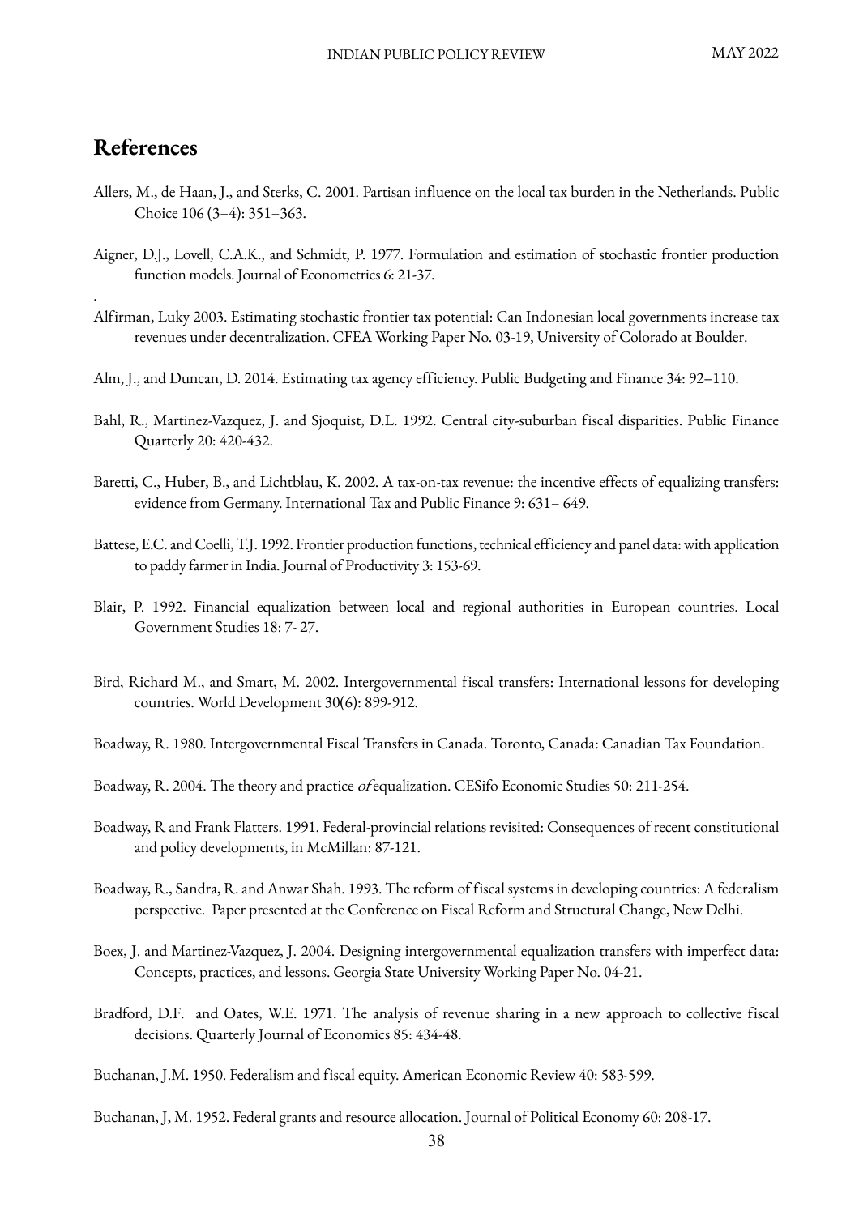## References

Allers, M., de Haan, J., and Sterks, C. 2001. Partisan influence on the local tax burden in the Netherlands. Public Choice 106 (3–4): 351–363.

Aigner, D.J., Lovell, C.A.K., and Schmidt, P. 1977. Formulation and estimation of stochastic frontier production function models. Journal of Econometrics 6: 21-37.

.

Alfirman, Luky 2003. Estimating stochastic frontier tax potential: Can Indonesian local governments increase tax revenues under decentralization. CFEA Working Paper No. 03-19, University of Colorado at Boulder.

Alm, J., and Duncan, D. 2014. Estimating tax agency efficiency. Public Budgeting and Finance 34: 92–110.

Bahl, R., Martinez-Vazquez, J. and Sjoquist, D.L. 1992. Central city-suburban fiscal disparities. Public Finance Quarterly 20: 420-432.

Baretti, C., Huber, B., and Lichtblau, K. 2002. A tax-on-tax revenue: the incentive effects of equalizing transfers: evidence from Germany. International Tax and Public Finance 9: 631– 649.

Battese, E.C. and Coelli, T.J. 1992. Frontier production functions, technical efficiency and panel data: with application to paddy farmer in India. Journal of Productivity 3: 153-69.

Blair, P. 1992. Financial equalization between local and regional authorities in European countries. Local Government Studies 18: 7- 27.

Bird, Richard M., and Smart, M. 2002. Intergovernmental fiscal transfers: International lessons for developing countries. World Development 30(6): 899-912.

Boadway, R. 1980. Intergovernmental Fiscal Transfers in Canada. Toronto, Canada: Canadian Tax Foundation.

Boadway, R. 2004. The theory and practice *of* equalization. CESifo Economic Studies 50: 211-254.

Boadway, R and Frank Flatters. 1991. Federal-provincial relations revisited: Consequences of recent constitutional and policy developments, in McMillan: 87-121.

Boadway, R., Sandra, R. and Anwar Shah. 1993. The reform of fiscal systems in developing countries: A federalism perspective. Paper presented at the Conference on Fiscal Reform and Structural Change, New Delhi.

Boex, J. and Martinez-Vazquez, J. 2004. Designing intergovernmental equalization transfers with imperfect data: Concepts, practices, and lessons. Georgia State University Working Paper No. 04-21.

Bradford, D.F. and Oates, W.E. 1971. The analysis of revenue sharing in a new approach to collective fiscal decisions. Quarterly Journal of Economics 85: 434-48.

Buchanan, J.M. 1950. Federalism and fiscal equity. American Economic Review 40: 583-599.

Buchanan, J, M. 1952. Federal grants and resource allocation. Journal of Political Economy 60: 208-17.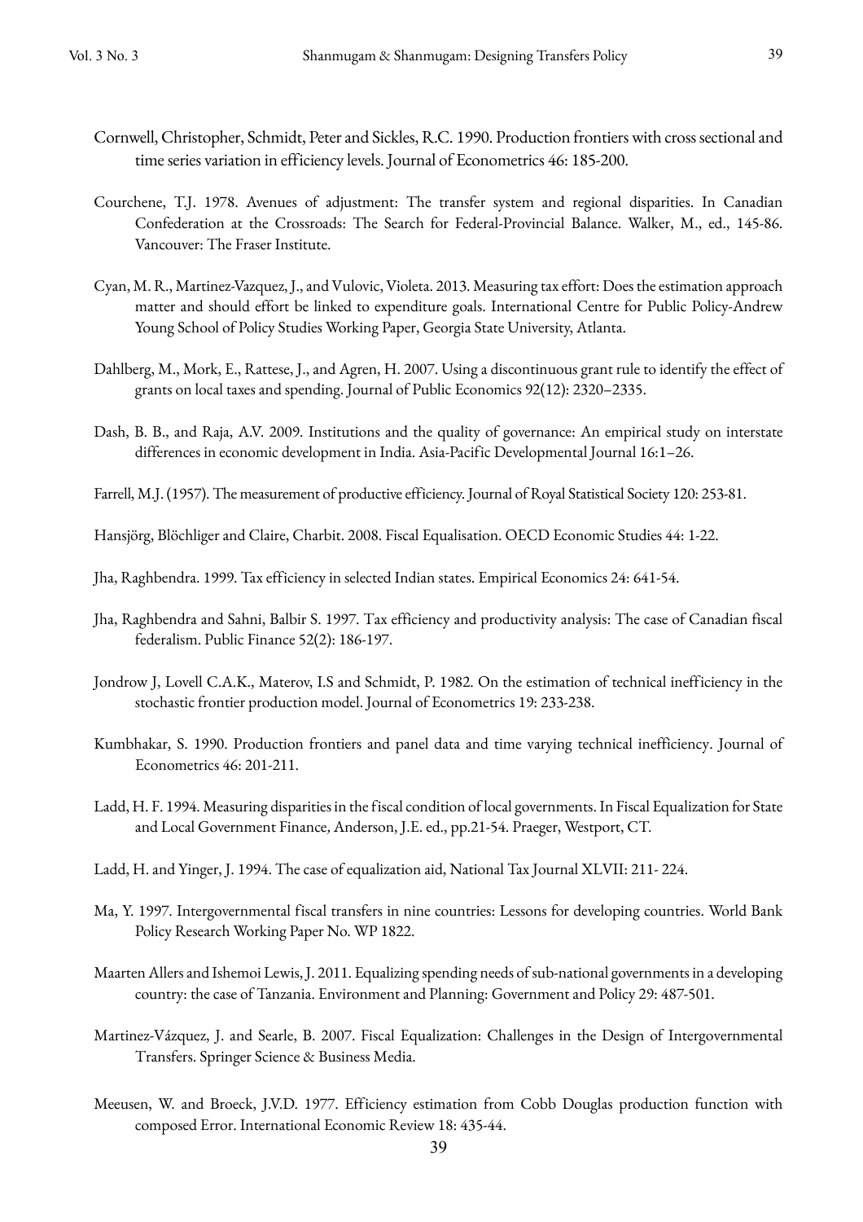Cornwell, Christopher, Schmidt, Peter and Sickles, R.C. 1990. Production frontiers with cross sectional and time series variation in efficiency levels. Journal of Econometrics 46: 185-200.

Courchene, T.J. 1978. Avenues of adjustment: The transfer system and regional disparities. In Canadian Confederation at the Crossroads: The Search for Federal-Provincial Balance. Walker, M., ed., 145-86. Vancouver: The Fraser Institute.

Cyan, M. R., Martinez-Vazquez, J., and Vulovic, Violeta. 2013. Measuring tax effort: Does the estimation approach matter and should effort be linked to expenditure goals. International Centre for Public Policy-Andrew Young School of Policy Studies Working Paper, Georgia State University, Atlanta.

Dahlberg, M., Mork, E., Rattese, J., and Agren, H. 2007. Using a discontinuous grant rule to identify the effect of grants on local taxes and spending. Journal of Public Economics 92(12): 2320–2335.

Dash, B. B., and Raja, A.V. 2009. Institutions and the quality of governance: An empirical study on interstate differences in economic development in India. Asia-Pacific Developmental Journal 16:1–26.

Farrell, M.J. (1957). The measurement of productive efficiency. Journal of Royal Statistical Society 120: 253-81.

Hansjörg, Blöchliger and Claire, Charbit. 2008. Fiscal Equalisation. OECD Economic Studies 44: 1-22.

Jha, Raghbendra. 1999. Tax efficiency in selected Indian states. Empirical Economics 24: 641-54.

Jha, Raghbendra and Sahni, Balbir S. 1997. Tax efficiency and productivity analysis: The case of Canadian fiscal federalism. Public Finance 52(2): 186-197.

Jondrow J, Lovell C.A.K., Materov, I.S and Schmidt, P. 1982. On the estimation of technical inefficiency in the stochastic frontier production model. Journal of Econometrics 19: 233-238.

Kumbhakar, S. 1990. Production frontiers and panel data and time varying technical inefficiency. Journal of Econometrics 46: 201-211.

Ladd, H. F. 1994. Measuring disparities in the fiscal condition of local governments. In Fiscal Equalization for State and Local Government Finance*,* Anderson, J.E. ed., pp.21-54. Praeger, Westport, CT.

Ladd, H. and Yinger, J. 1994. The case of equalization aid, National Tax Journal XLVII: 211- 224.

Ma, Y. 1997. Intergovernmental fiscal transfers in nine countries: Lessons for developing countries. World Bank Policy Research Working Paper No. WP 1822.

Maarten Allers and Ishemoi Lewis, J. 2011. Equalizing spending needs of sub-national governments in a developing country: the case of Tanzania. Environment and Planning: Government and Policy 29: 487-501.

Martinez-Vázquez, J. and Searle, B. 2007. Fiscal Equalization: Challenges in the Design of Intergovernmental Transfers. Springer Science & Business Media.

Meeusen, W. and Broeck, J.V.D. 1977. Efficiency estimation from Cobb Douglas production function with composed Error. International Economic Review 18: 435-44.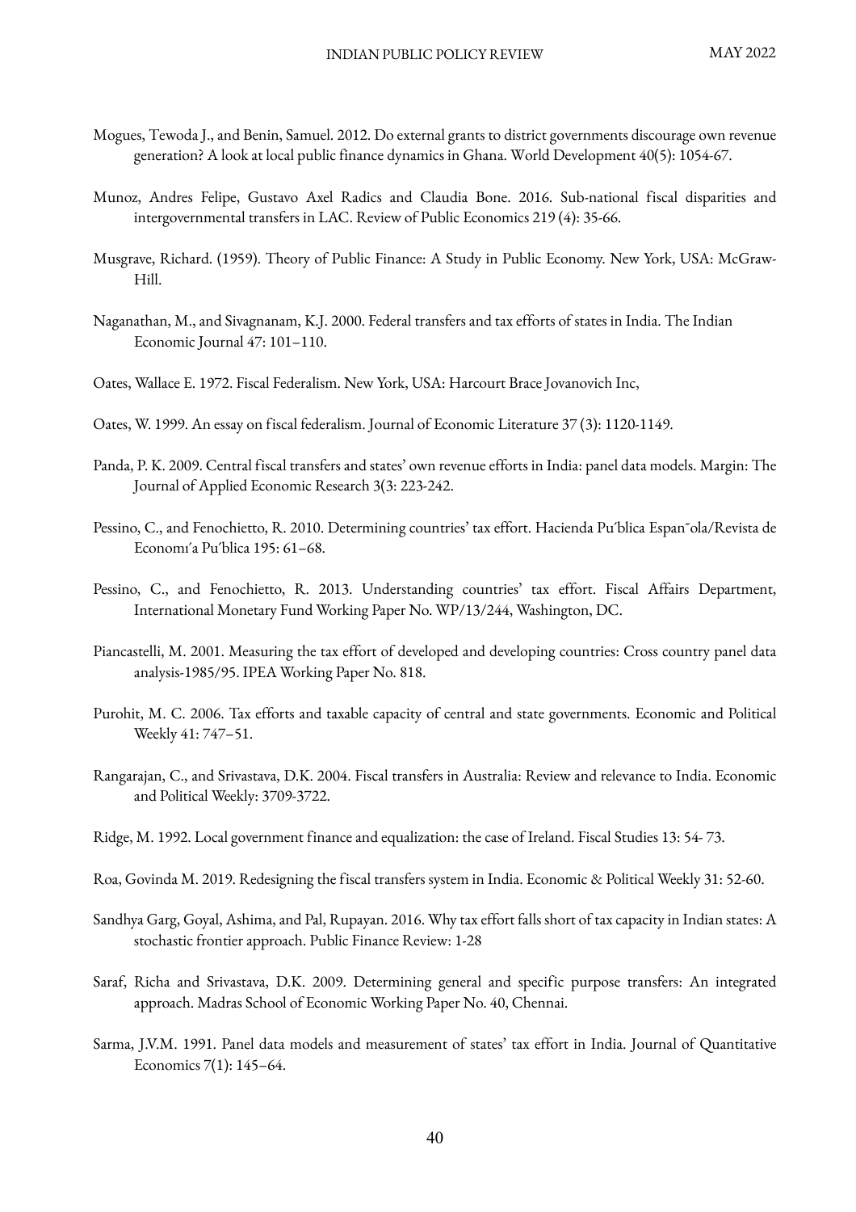Mogues, Tewoda J., and Benin, Samuel. 2012. Do external grants to district governments discourage own revenue generation? A look at local public finance dynamics in Ghana. World Development 40(5): 1054-67.

Munoz, Andres Felipe, Gustavo Axel Radics and Claudia Bone. 2016. Sub-national fiscal disparities and intergovernmental transfers in LAC. Review of Public Economics 219 (4): 35-66.

Musgrave, Richard. (1959). Theory of Public Finance: A Study in Public Economy. New York, USA: McGraw-Hill.

Naganathan, M., and Sivagnanam, K.J. 2000. Federal transfers and tax efforts of states in India. The Indian Economic Journal 47: 101–110.

Oates, Wallace E. 1972. Fiscal Federalism. New York, USA: Harcourt Brace Jovanovich Inc,

Oates, W. 1999. An essay on fiscal federalism. Journal of Economic Literature 37 (3): 1120-1149.

Panda, P. K. 2009. Central fiscal transfers and states' own revenue efforts in India: panel data models. Margin: The Journal of Applied Economic Research 3(3: 223-242.

Pessino, C., and Fenochietto, R. 2010. Determining countries' tax effort. Hacienda Pu´blica Espan˜ola/Revista de Economı´a Pu´blica 195: 61–68.

Pessino, C., and Fenochietto, R. 2013. Understanding countries' tax effort. Fiscal Affairs Department, International Monetary Fund Working Paper No. WP/13/244, Washington, DC.

Piancastelli, M. 2001. Measuring the tax effort of developed and developing countries: Cross country panel data analysis-1985/95. IPEA Working Paper No. 818.

Purohit, M. C. 2006. Tax efforts and taxable capacity of central and state governments. Economic and Political Weekly 41: 747–51.

Rangarajan, C., and Srivastava, D.K. 2004. Fiscal transfers in Australia: Review and relevance to India. Economic and Political Weekly: 3709-3722.

Ridge, M. 1992. Local government finance and equalization: the case of Ireland. Fiscal Studies 13: 54- 73.

Roa, Govinda M. 2019. Redesigning the fiscal transfers system in India. Economic & Political Weekly 31: 52-60.

Sandhya Garg, Goyal, Ashima, and Pal, Rupayan. 2016. Why tax effort falls short of tax capacity in Indian states: A stochastic frontier approach. Public Finance Review: 1-28

Saraf, Richa and Srivastava, D.K. 2009. Determining general and specific purpose transfers: An integrated approach. Madras School of Economic Working Paper No. 40, Chennai.

Sarma, J.V.M. 1991. Panel data models and measurement of states' tax effort in India. Journal of Quantitative Economics 7(1): 145–64.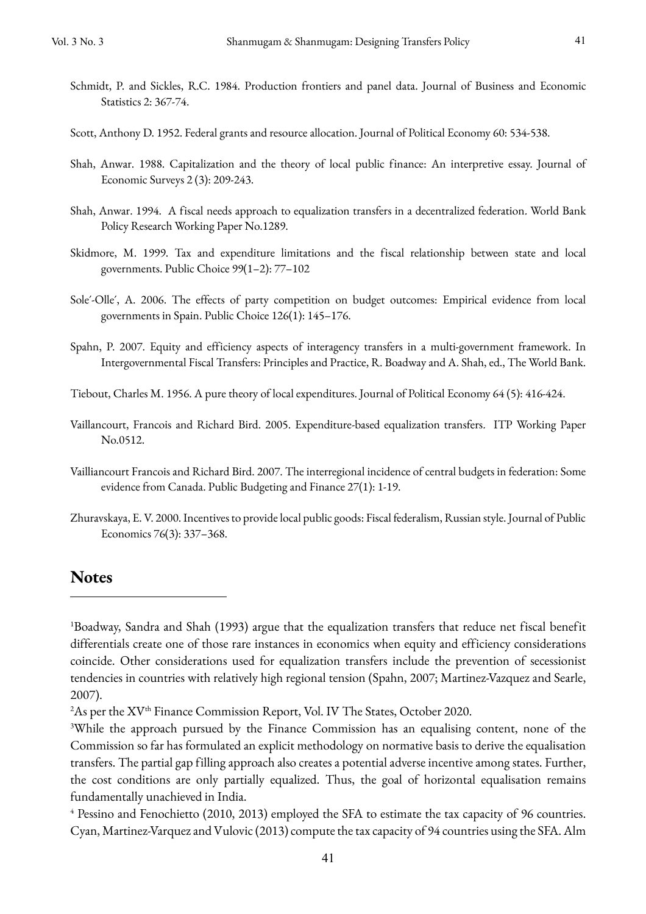Schmidt, P. and Sickles, R.C. 1984. Production frontiers and panel data. Journal of Business and Economic Statistics 2: 367-74.

Scott, Anthony D. 1952. Federal grants and resource allocation. Journal of Political Economy 60: 534-538.

Shah, Anwar. 1988. Capitalization and the theory of local public finance: An interpretive essay. Journal of Economic Surveys 2 (3): 209-243.

Shah, Anwar. 1994. A fiscal needs approach to equalization transfers in a decentralized federation. World Bank Policy Research Working Paper No.1289.

Skidmore, M. 1999. Tax and expenditure limitations and the fiscal relationship between state and local governments. Public Choice 99(1–2): 77–102

Sole´-Olle´, A. 2006. The effects of party competition on budget outcomes: Empirical evidence from local governments in Spain. Public Choice 126(1): 145–176.

Spahn, P. 2007. Equity and efficiency aspects of interagency transfers in a multi-government framework. In Intergovernmental Fiscal Transfers: Principles and Practice, R. Boadway and A. Shah, ed., The World Bank.

Tiebout, Charles M. 1956. A pure theory of local expenditures. Journal of Political Economy 64 (5): 416-424.

Vaillancourt, Francois and Richard Bird. 2005. Expenditure-based equalization transfers. ITP Working Paper No.0512.

Vailliancourt Francois and Richard Bird. 2007. The interregional incidence of central budgets in federation: Some evidence from Canada. Public Budgeting and Finance 27(1): 1-19.

Zhuravskaya, E. V. 2000. Incentives to provide local public goods: Fiscal federalism, Russian style. Journal of Public Economics 76(3): 337–368.

## Notes

[1]Boadway, Sandra and Shah (1993) argue that the equalization transfers that reduce net fiscal benefit differentials create one of those rare instances in economics when equity and efficiency considerations coincide. Other considerations used for equalization transfers include the prevention of secessionist tendencies in countries with relatively high regional tension (Spahn, 2007; Martinez-Vazquez and Searle, 2007).

[2]As per the XV[th] Finance Commission Report, Vol. IV The States, October 2020.

[3]While the approach pursued by the Finance Commission has an equalising content, none of the Commission so far has formulated an explicit methodology on normative basis to derive the equalisation transfers. The partial gap filling approach also creates a potential adverse incentive among states. Further, the cost conditions are only partially equalized. Thus, the goal of horizontal equalisation remains fundamentally unachieved in India.

[4] Pessino and Fenochietto (2010, 2013) employed the SFA to estimate the tax capacity of 96 countries. Cyan, Martinez-Varquez and Vulovic (2013) compute the tax capacity of 94 countries using the SFA. Alm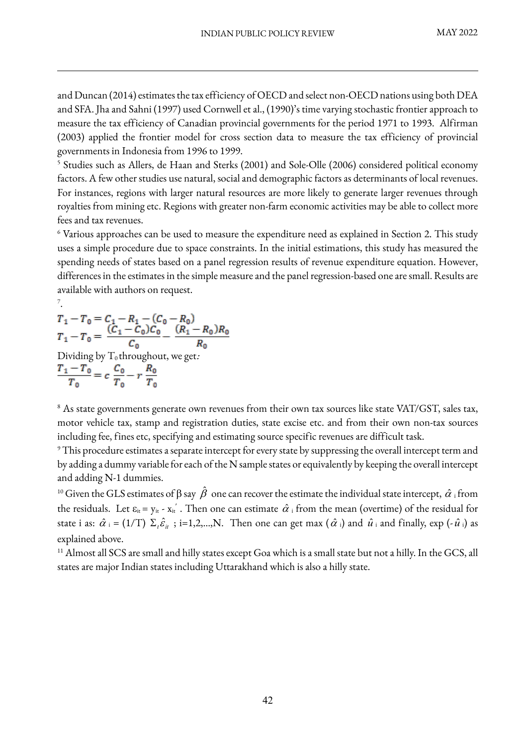and Duncan (2014) estimates the tax efficiency of OECD and select non-OECD nations using both DEA and SFA. Jha and Sahni (1997) used Cornwell et al., (1990)'s time varying stochastic frontier approach to measure the tax efficiency of Canadian provincial governments for the period 1971 to 1993. Alfirman (2003) applied the frontier model for cross section data to measure the tax efficiency of provincial governments in Indonesia from 1996 to 1999.

[5] Studies such as Allers, de Haan and Sterks (2001) and Sole-Olle (2006) considered political economy factors. A few other studies use natural, social and demographic factors as determinants of local revenues. For instances, regions with larger natural resources are more likely to generate larger revenues through royalties from mining etc. Regions with greater non-farm economic activities may be able to collect more fees and tax revenues.

[6] Various approaches can be used to measure the expenditure need as explained in Section 2. This study uses a simple procedure due to space constraints. In the initial estimations, this study has measured the spending needs of states based on a panel regression results of revenue expenditure equation. However, differences in the estimates in the simple measure and the panel regression-based one are small. Results are available with authors on request.

[7].

$$T_1 - T_0 = C_1 - R_1 - (C_0 - R_0)$$

$$T_1 - T_0 = \frac{(C_1 - C_0)C_0}{C_0} - \frac{(R_1 - R_0)R_0}{R_0}$$

Dividing by $T_0$ throughout, we get:

$$\frac{T_1 - T_0}{T_0} = c\,\frac{C_0}{T_0} - r\,\frac{R_0}{T_0}$$

[8] As state governments generate own revenues from their own tax sources like state VAT/GST, sales tax, motor vehicle tax, stamp and registration duties, state excise etc. and from their own non-tax sources including fee, fines etc, specifying and estimating source specific revenues are difficult task.

[9] This procedure estimates a separate intercept for every state by suppressing the overall intercept term and by adding a dummy variable for each of the N sample states or equivalently by keeping the overall intercept and adding N-1 dummies.

[10] Given the GLS estimates of β say $\hat{\beta}$ one can recover the estimate the individual state intercept, $\hat{\alpha}_i$ from the residuals. Let $\varepsilon_{it} = y_{it} - x_{it}'$. Then one can estimate $\hat{\alpha}_i$ from the mean (overtime) of the residual for state i as: $\hat{\alpha}_i = (1/T)\ \Sigma_t \hat{\varepsilon}_{it}$ ; i=1,2,...,N. Then one can get max ($\hat{\alpha}_i$) and $\hat{u}_i$ and finally, exp ($-\hat{u}_i$) as explained above.

[11] Almost all SCS are small and hilly states except Goa which is a small state but not a hilly. In the GCS, all states are major Indian states including Uttarakhand which is also a hilly state.